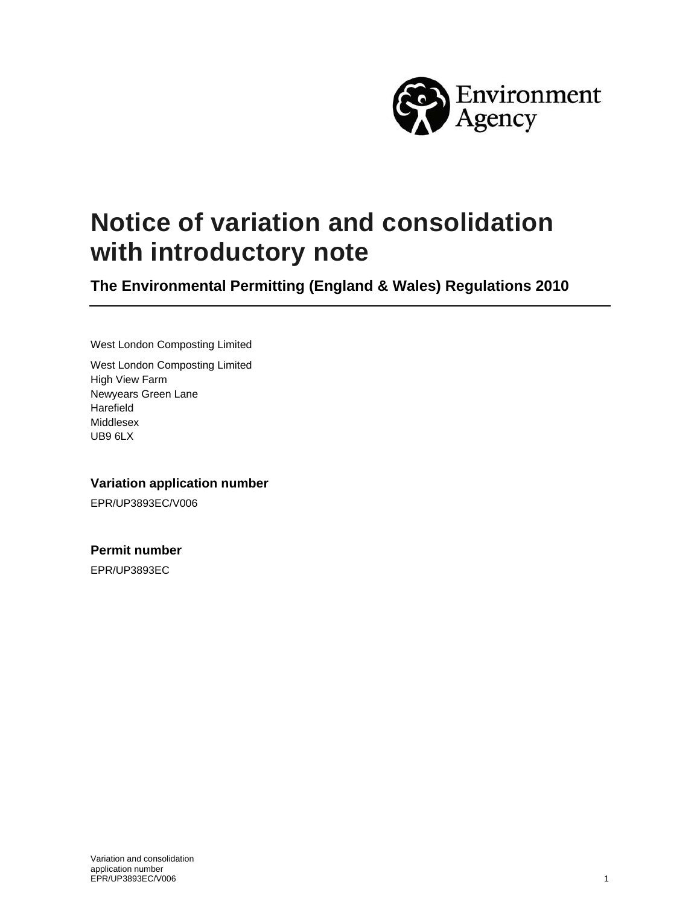Environment Agency

# Notice of variation and consolidation with introductory note

## The Environmental Permitting (England & Wales) Regulations 2010

West London Composting Limited

West London Composting Limited
High View Farm
Newyears Green Lane
Harefield
Middlesex
UB9 6LX

### Variation application number

EPR/UP3893EC/V006

### Permit number

EPR/UP3893EC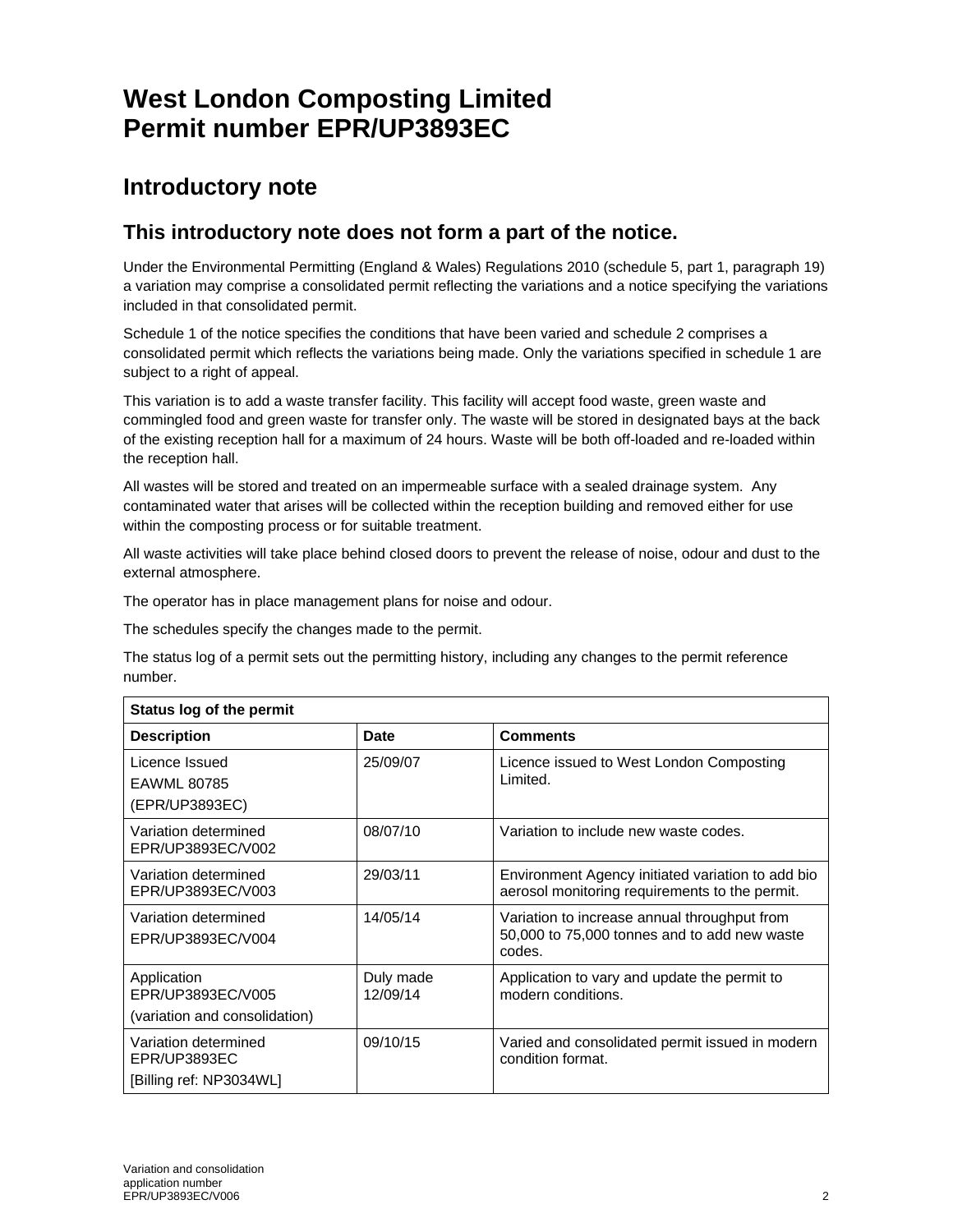# West London Composting Limited
# Permit number EPR/UP3893EC

## Introductory note

### This introductory note does not form a part of the notice.

Under the Environmental Permitting (England & Wales) Regulations 2010 (schedule 5, part 1, paragraph 19) a variation may comprise a consolidated permit reflecting the variations and a notice specifying the variations included in that consolidated permit.

Schedule 1 of the notice specifies the conditions that have been varied and schedule 2 comprises a consolidated permit which reflects the variations being made. Only the variations specified in schedule 1 are subject to a right of appeal.

This variation is to add a waste transfer facility. This facility will accept food waste, green waste and commingled food and green waste for transfer only. The waste will be stored in designated bays at the back of the existing reception hall for a maximum of 24 hours. Waste will be both off-loaded and re-loaded within the reception hall.

All wastes will be stored and treated on an impermeable surface with a sealed drainage system. Any contaminated water that arises will be collected within the reception building and removed either for use within the composting process or for suitable treatment.

All waste activities will take place behind closed doors to prevent the release of noise, odour and dust to the external atmosphere.

The operator has in place management plans for noise and odour.

The schedules specify the changes made to the permit.

The status log of a permit sets out the permitting history, including any changes to the permit reference number.

| Status log of the permit | | |
|---|---|---|
| **Description** | **Date** | **Comments** |
| Licence Issued<br>EAWML 80785<br>(EPR/UP3893EC) | 25/09/07 | Licence issued to West London Composting Limited. |
| Variation determined EPR/UP3893EC/V002 | 08/07/10 | Variation to include new waste codes. |
| Variation determined EPR/UP3893EC/V003 | 29/03/11 | Environment Agency initiated variation to add bio aerosol monitoring requirements to the permit. |
| Variation determined<br>EPR/UP3893EC/V004 | 14/05/14 | Variation to increase annual throughput from 50,000 to 75,000 tonnes and to add new waste codes. |
| Application EPR/UP3893EC/V005<br>(variation and consolidation) | Duly made 12/09/14 | Application to vary and update the permit to modern conditions. |
| Variation determined EPR/UP3893EC<br>[Billing ref: NP3034WL] | 09/10/15 | Varied and consolidated permit issued in modern condition format. |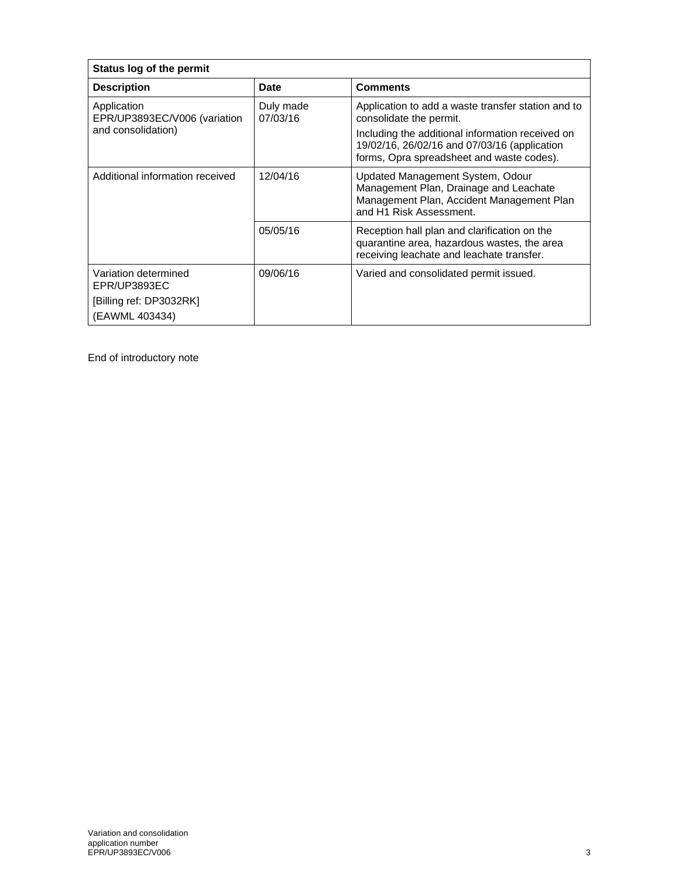| Status log of the permit | | |
| --- | --- | --- |
| **Description** | **Date** | **Comments** |
| Application EPR/UP3893EC/V006 (variation and consolidation) | Duly made 07/03/16 | Application to add a waste transfer station and to consolidate the permit.<br>Including the additional information received on 19/02/16, 26/02/16 and 07/03/16 (application forms, Opra spreadsheet and waste codes). |
| Additional information received | 12/04/16 | Updated Management System, Odour Management Plan, Drainage and Leachate Management Plan, Accident Management Plan and H1 Risk Assessment. |
| | 05/05/16 | Reception hall plan and clarification on the quarantine area, hazardous wastes, the area receiving leachate and leachate transfer. |
| Variation determined EPR/UP3893EC<br>[Billing ref: DP3032RK]<br>(EAWML 403434) | 09/06/16 | Varied and consolidated permit issued. |

End of introductory note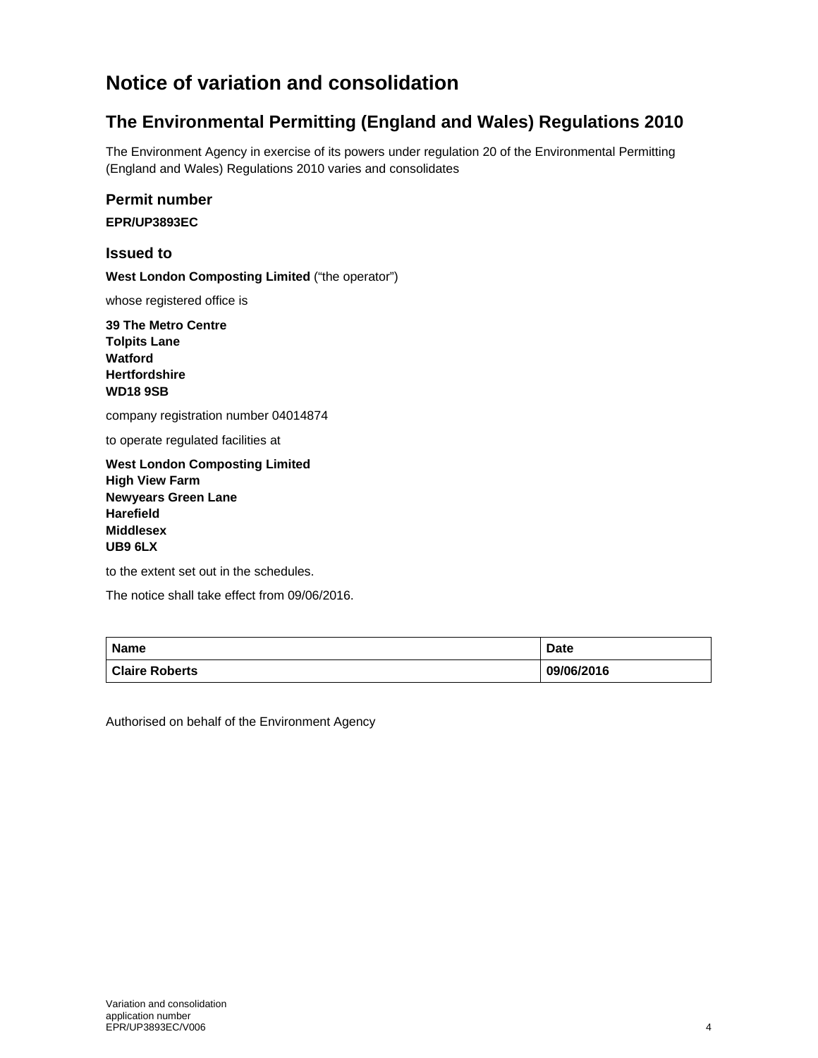# Notice of variation and consolidation

## The Environmental Permitting (England and Wales) Regulations 2010

The Environment Agency in exercise of its powers under regulation 20 of the Environmental Permitting (England and Wales) Regulations 2010 varies and consolidates

### Permit number

**EPR/UP3893EC**

### Issued to

**West London Composting Limited** ("the operator")

whose registered office is

**39 The Metro Centre**
**Tolpits Lane**
**Watford**
**Hertfordshire**
**WD18 9SB**

company registration number 04014874

to operate regulated facilities at

**West London Composting Limited**
**High View Farm**
**Newyears Green Lane**
**Harefield**
**Middlesex**
**UB9 6LX**

to the extent set out in the schedules.

The notice shall take effect from 09/06/2016.

| Name | Date |
|---|---|
| **Claire Roberts** | **09/06/2016** |

Authorised on behalf of the Environment Agency

Variation and consolidation application number EPR/UP3893EC/V006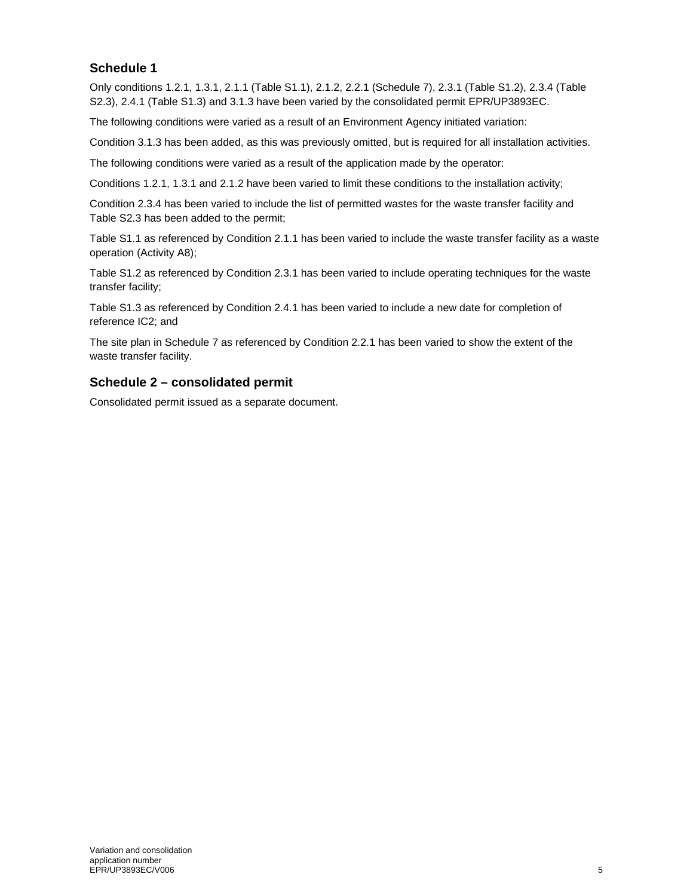## Schedule 1

Only conditions 1.2.1, 1.3.1, 2.1.1 (Table S1.1), 2.1.2, 2.2.1 (Schedule 7), 2.3.1 (Table S1.2), 2.3.4 (Table S2.3), 2.4.1 (Table S1.3) and 3.1.3 have been varied by the consolidated permit EPR/UP3893EC.

The following conditions were varied as a result of an Environment Agency initiated variation:

Condition 3.1.3 has been added, as this was previously omitted, but is required for all installation activities.

The following conditions were varied as a result of the application made by the operator:

Conditions 1.2.1, 1.3.1 and 2.1.2 have been varied to limit these conditions to the installation activity;

Condition 2.3.4 has been varied to include the list of permitted wastes for the waste transfer facility and Table S2.3 has been added to the permit;

Table S1.1 as referenced by Condition 2.1.1 has been varied to include the waste transfer facility as a waste operation (Activity A8);

Table S1.2 as referenced by Condition 2.3.1 has been varied to include operating techniques for the waste transfer facility;

Table S1.3 as referenced by Condition 2.4.1 has been varied to include a new date for completion of reference IC2; and

The site plan in Schedule 7 as referenced by Condition 2.2.1 has been varied to show the extent of the waste transfer facility.

## Schedule 2 – consolidated permit

Consolidated permit issued as a separate document.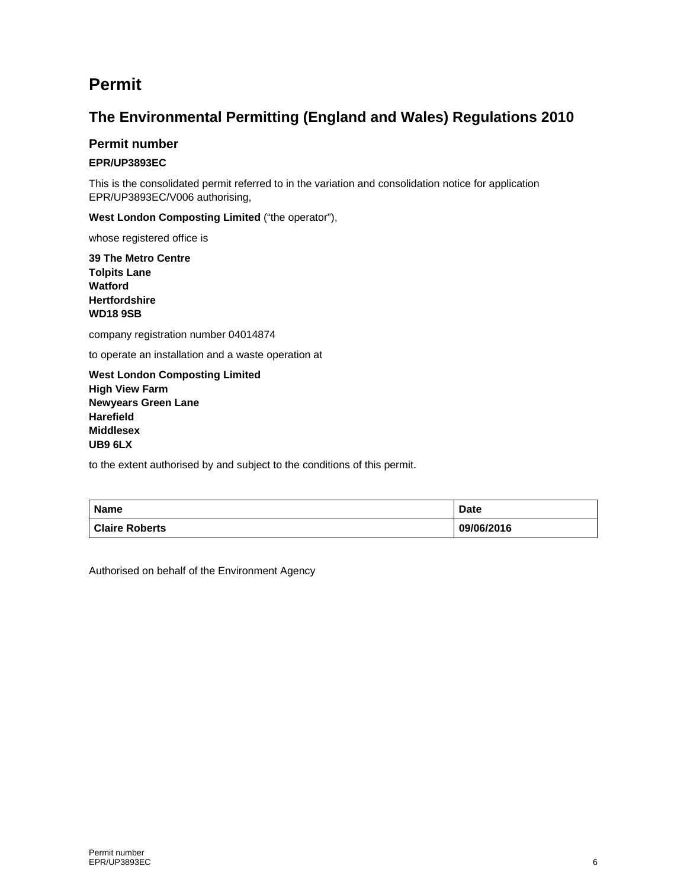# Permit

## The Environmental Permitting (England and Wales) Regulations 2010

### Permit number

**EPR/UP3893EC**

This is the consolidated permit referred to in the variation and consolidation notice for application EPR/UP3893EC/V006 authorising,

**West London Composting Limited** ("the operator"),

whose registered office is

**39 The Metro Centre**
**Tolpits Lane**
**Watford**
**Hertfordshire**
**WD18 9SB**

company registration number 04014874

to operate an installation and a waste operation at

**West London Composting Limited**
**High View Farm**
**Newyears Green Lane**
**Harefield**
**Middlesex**
**UB9 6LX**

to the extent authorised by and subject to the conditions of this permit.

| Name | Date |
|---|---|
| **Claire Roberts** | **09/06/2016** |

Authorised on behalf of the Environment Agency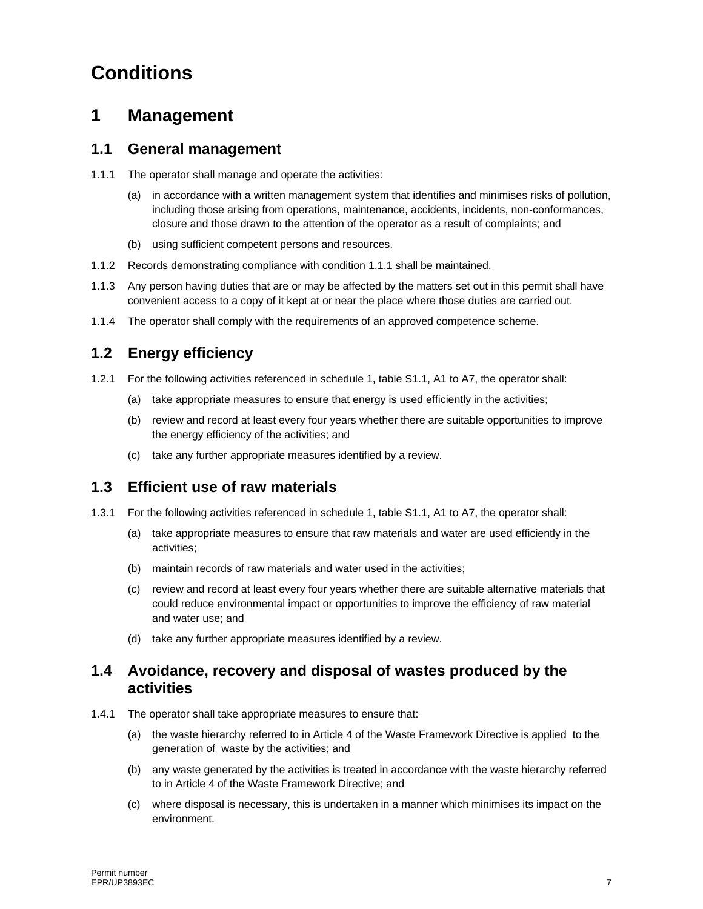# Conditions

## 1 Management

### 1.1 General management

1.1.1 The operator shall manage and operate the activities:

(a) in accordance with a written management system that identifies and minimises risks of pollution, including those arising from operations, maintenance, accidents, incidents, non-conformances, closure and those drawn to the attention of the operator as a result of complaints; and

(b) using sufficient competent persons and resources.

1.1.2 Records demonstrating compliance with condition 1.1.1 shall be maintained.

1.1.3 Any person having duties that are or may be affected by the matters set out in this permit shall have convenient access to a copy of it kept at or near the place where those duties are carried out.

1.1.4 The operator shall comply with the requirements of an approved competence scheme.

### 1.2 Energy efficiency

1.2.1 For the following activities referenced in schedule 1, table S1.1, A1 to A7, the operator shall:

(a) take appropriate measures to ensure that energy is used efficiently in the activities;

(b) review and record at least every four years whether there are suitable opportunities to improve the energy efficiency of the activities; and

(c) take any further appropriate measures identified by a review.

### 1.3 Efficient use of raw materials

1.3.1 For the following activities referenced in schedule 1, table S1.1, A1 to A7, the operator shall:

(a) take appropriate measures to ensure that raw materials and water are used efficiently in the activities;

(b) maintain records of raw materials and water used in the activities;

(c) review and record at least every four years whether there are suitable alternative materials that could reduce environmental impact or opportunities to improve the efficiency of raw material and water use; and

(d) take any further appropriate measures identified by a review.

### 1.4 Avoidance, recovery and disposal of wastes produced by the activities

1.4.1 The operator shall take appropriate measures to ensure that:

(a) the waste hierarchy referred to in Article 4 of the Waste Framework Directive is applied to the generation of waste by the activities; and

(b) any waste generated by the activities is treated in accordance with the waste hierarchy referred to in Article 4 of the Waste Framework Directive; and

(c) where disposal is necessary, this is undertaken in a manner which minimises its impact on the environment.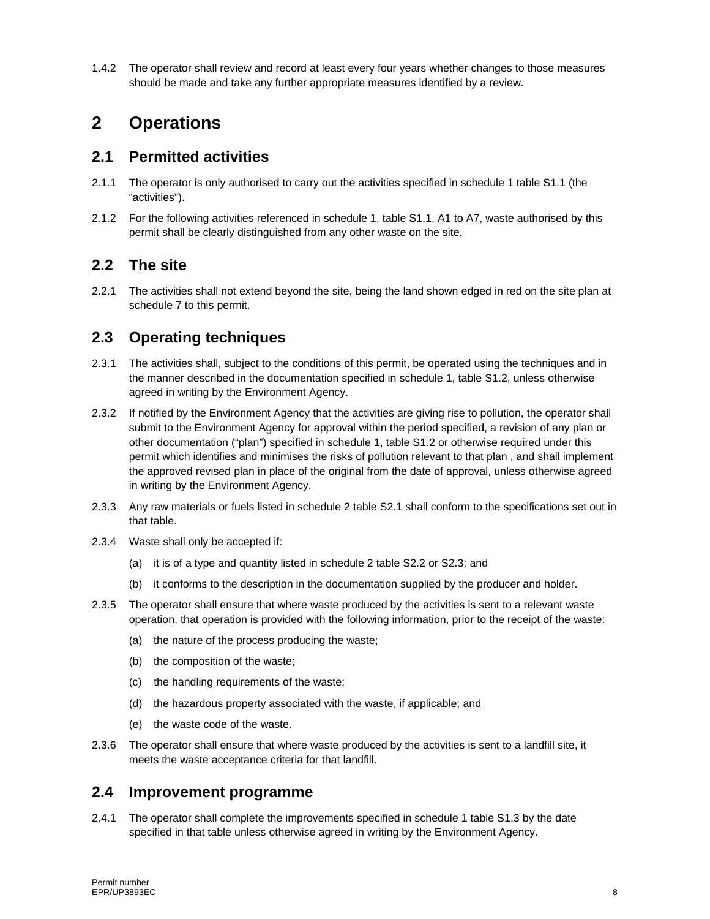1.4.2 The operator shall review and record at least every four years whether changes to those measures should be made and take any further appropriate measures identified by a review.

# 2 Operations

## 2.1 Permitted activities

2.1.1 The operator is only authorised to carry out the activities specified in schedule 1 table S1.1 (the “activities”).

2.1.2 For the following activities referenced in schedule 1, table S1.1, A1 to A7, waste authorised by this permit shall be clearly distinguished from any other waste on the site.

## 2.2 The site

2.2.1 The activities shall not extend beyond the site, being the land shown edged in red on the site plan at schedule 7 to this permit.

## 2.3 Operating techniques

2.3.1 The activities shall, subject to the conditions of this permit, be operated using the techniques and in the manner described in the documentation specified in schedule 1, table S1.2, unless otherwise agreed in writing by the Environment Agency.

2.3.2 If notified by the Environment Agency that the activities are giving rise to pollution, the operator shall submit to the Environment Agency for approval within the period specified, a revision of any plan or other documentation (“plan”) specified in schedule 1, table S1.2 or otherwise required under this permit which identifies and minimises the risks of pollution relevant to that plan , and shall implement the approved revised plan in place of the original from the date of approval, unless otherwise agreed in writing by the Environment Agency.

2.3.3 Any raw materials or fuels listed in schedule 2 table S2.1 shall conform to the specifications set out in that table.

2.3.4 Waste shall only be accepted if:

(a) it is of a type and quantity listed in schedule 2 table S2.2 or S2.3; and

(b) it conforms to the description in the documentation supplied by the producer and holder.

2.3.5 The operator shall ensure that where waste produced by the activities is sent to a relevant waste operation, that operation is provided with the following information, prior to the receipt of the waste:

(a) the nature of the process producing the waste;

(b) the composition of the waste;

(c) the handling requirements of the waste;

(d) the hazardous property associated with the waste, if applicable; and

(e) the waste code of the waste.

2.3.6 The operator shall ensure that where waste produced by the activities is sent to a landfill site, it meets the waste acceptance criteria for that landfill.

## 2.4 Improvement programme

2.4.1 The operator shall complete the improvements specified in schedule 1 table S1.3 by the date specified in that table unless otherwise agreed in writing by the Environment Agency.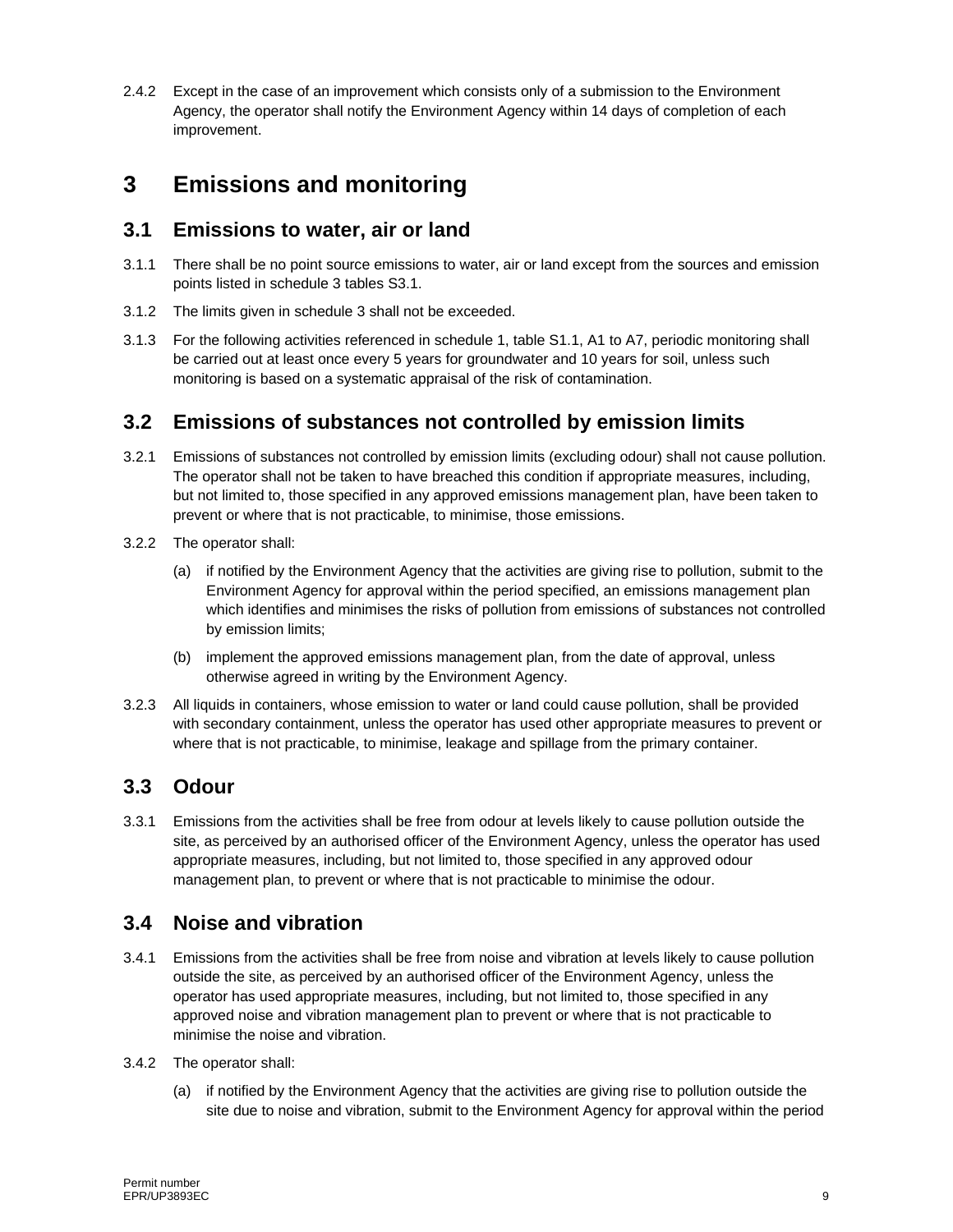2.4.2 Except in the case of an improvement which consists only of a submission to the Environment Agency, the operator shall notify the Environment Agency within 14 days of completion of each improvement.

# 3 Emissions and monitoring

## 3.1 Emissions to water, air or land

3.1.1 There shall be no point source emissions to water, air or land except from the sources and emission points listed in schedule 3 tables S3.1.

3.1.2 The limits given in schedule 3 shall not be exceeded.

3.1.3 For the following activities referenced in schedule 1, table S1.1, A1 to A7, periodic monitoring shall be carried out at least once every 5 years for groundwater and 10 years for soil, unless such monitoring is based on a systematic appraisal of the risk of contamination.

## 3.2 Emissions of substances not controlled by emission limits

3.2.1 Emissions of substances not controlled by emission limits (excluding odour) shall not cause pollution. The operator shall not be taken to have breached this condition if appropriate measures, including, but not limited to, those specified in any approved emissions management plan, have been taken to prevent or where that is not practicable, to minimise, those emissions.

3.2.2 The operator shall:

(a) if notified by the Environment Agency that the activities are giving rise to pollution, submit to the Environment Agency for approval within the period specified, an emissions management plan which identifies and minimises the risks of pollution from emissions of substances not controlled by emission limits;

(b) implement the approved emissions management plan, from the date of approval, unless otherwise agreed in writing by the Environment Agency.

3.2.3 All liquids in containers, whose emission to water or land could cause pollution, shall be provided with secondary containment, unless the operator has used other appropriate measures to prevent or where that is not practicable, to minimise, leakage and spillage from the primary container.

## 3.3 Odour

3.3.1 Emissions from the activities shall be free from odour at levels likely to cause pollution outside the site, as perceived by an authorised officer of the Environment Agency, unless the operator has used appropriate measures, including, but not limited to, those specified in any approved odour management plan, to prevent or where that is not practicable to minimise the odour.

## 3.4 Noise and vibration

3.4.1 Emissions from the activities shall be free from noise and vibration at levels likely to cause pollution outside the site, as perceived by an authorised officer of the Environment Agency, unless the operator has used appropriate measures, including, but not limited to, those specified in any approved noise and vibration management plan to prevent or where that is not practicable to minimise the noise and vibration.

3.4.2 The operator shall:

(a) if notified by the Environment Agency that the activities are giving rise to pollution outside the site due to noise and vibration, submit to the Environment Agency for approval within the period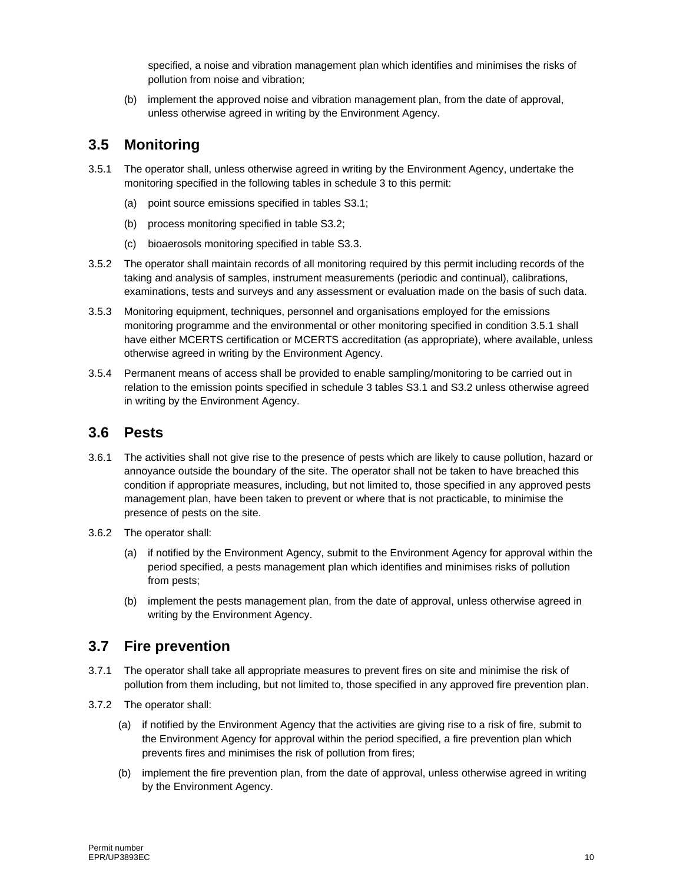specified, a noise and vibration management plan which identifies and minimises the risks of pollution from noise and vibration;

(b) implement the approved noise and vibration management plan, from the date of approval, unless otherwise agreed in writing by the Environment Agency.

## 3.5 Monitoring

3.5.1 The operator shall, unless otherwise agreed in writing by the Environment Agency, undertake the monitoring specified in the following tables in schedule 3 to this permit:

(a) point source emissions specified in tables S3.1;

(b) process monitoring specified in table S3.2;

(c) bioaerosols monitoring specified in table S3.3.

3.5.2 The operator shall maintain records of all monitoring required by this permit including records of the taking and analysis of samples, instrument measurements (periodic and continual), calibrations, examinations, tests and surveys and any assessment or evaluation made on the basis of such data.

3.5.3 Monitoring equipment, techniques, personnel and organisations employed for the emissions monitoring programme and the environmental or other monitoring specified in condition 3.5.1 shall have either MCERTS certification or MCERTS accreditation (as appropriate), where available, unless otherwise agreed in writing by the Environment Agency.

3.5.4 Permanent means of access shall be provided to enable sampling/monitoring to be carried out in relation to the emission points specified in schedule 3 tables S3.1 and S3.2 unless otherwise agreed in writing by the Environment Agency.

## 3.6 Pests

3.6.1 The activities shall not give rise to the presence of pests which are likely to cause pollution, hazard or annoyance outside the boundary of the site. The operator shall not be taken to have breached this condition if appropriate measures, including, but not limited to, those specified in any approved pests management plan, have been taken to prevent or where that is not practicable, to minimise the presence of pests on the site.

3.6.2 The operator shall:

(a) if notified by the Environment Agency, submit to the Environment Agency for approval within the period specified, a pests management plan which identifies and minimises risks of pollution from pests;

(b) implement the pests management plan, from the date of approval, unless otherwise agreed in writing by the Environment Agency.

## 3.7 Fire prevention

3.7.1 The operator shall take all appropriate measures to prevent fires on site and minimise the risk of pollution from them including, but not limited to, those specified in any approved fire prevention plan.

3.7.2 The operator shall:

(a) if notified by the Environment Agency that the activities are giving rise to a risk of fire, submit to the Environment Agency for approval within the period specified, a fire prevention plan which prevents fires and minimises the risk of pollution from fires;

(b) implement the fire prevention plan, from the date of approval, unless otherwise agreed in writing by the Environment Agency.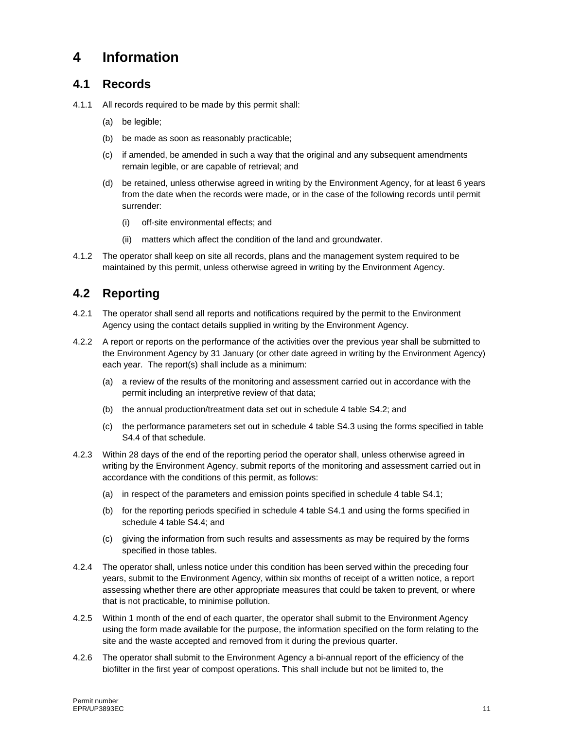# 4 Information

## 4.1 Records

4.1.1 All records required to be made by this permit shall:

(a) be legible;

(b) be made as soon as reasonably practicable;

(c) if amended, be amended in such a way that the original and any subsequent amendments remain legible, or are capable of retrieval; and

(d) be retained, unless otherwise agreed in writing by the Environment Agency, for at least 6 years from the date when the records were made, or in the case of the following records until permit surrender:

(i) off-site environmental effects; and

(ii) matters which affect the condition of the land and groundwater.

4.1.2 The operator shall keep on site all records, plans and the management system required to be maintained by this permit, unless otherwise agreed in writing by the Environment Agency.

## 4.2 Reporting

4.2.1 The operator shall send all reports and notifications required by the permit to the Environment Agency using the contact details supplied in writing by the Environment Agency.

4.2.2 A report or reports on the performance of the activities over the previous year shall be submitted to the Environment Agency by 31 January (or other date agreed in writing by the Environment Agency) each year. The report(s) shall include as a minimum:

(a) a review of the results of the monitoring and assessment carried out in accordance with the permit including an interpretive review of that data;

(b) the annual production/treatment data set out in schedule 4 table S4.2; and

(c) the performance parameters set out in schedule 4 table S4.3 using the forms specified in table S4.4 of that schedule.

4.2.3 Within 28 days of the end of the reporting period the operator shall, unless otherwise agreed in writing by the Environment Agency, submit reports of the monitoring and assessment carried out in accordance with the conditions of this permit, as follows:

(a) in respect of the parameters and emission points specified in schedule 4 table S4.1;

(b) for the reporting periods specified in schedule 4 table S4.1 and using the forms specified in schedule 4 table S4.4; and

(c) giving the information from such results and assessments as may be required by the forms specified in those tables.

4.2.4 The operator shall, unless notice under this condition has been served within the preceding four years, submit to the Environment Agency, within six months of receipt of a written notice, a report assessing whether there are other appropriate measures that could be taken to prevent, or where that is not practicable, to minimise pollution.

4.2.5 Within 1 month of the end of each quarter, the operator shall submit to the Environment Agency using the form made available for the purpose, the information specified on the form relating to the site and the waste accepted and removed from it during the previous quarter.

4.2.6 The operator shall submit to the Environment Agency a bi-annual report of the efficiency of the biofilter in the first year of compost operations. This shall include but not be limited to, the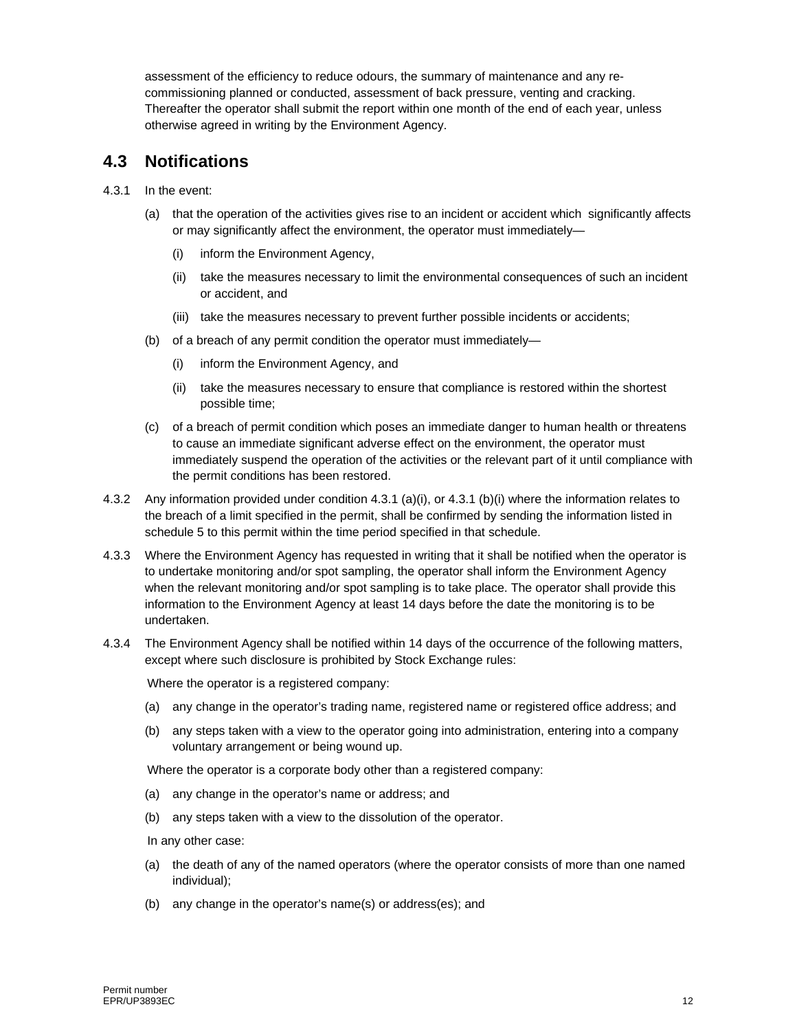assessment of the efficiency to reduce odours, the summary of maintenance and any re-commissioning planned or conducted, assessment of back pressure, venting and cracking. Thereafter the operator shall submit the report within one month of the end of each year, unless otherwise agreed in writing by the Environment Agency.

## 4.3 Notifications

4.3.1 In the event:

(a) that the operation of the activities gives rise to an incident or accident which significantly affects or may significantly affect the environment, the operator must immediately—

(i) inform the Environment Agency,

(ii) take the measures necessary to limit the environmental consequences of such an incident or accident, and

(iii) take the measures necessary to prevent further possible incidents or accidents;

(b) of a breach of any permit condition the operator must immediately—

(i) inform the Environment Agency, and

(ii) take the measures necessary to ensure that compliance is restored within the shortest possible time;

(c) of a breach of permit condition which poses an immediate danger to human health or threatens to cause an immediate significant adverse effect on the environment, the operator must immediately suspend the operation of the activities or the relevant part of it until compliance with the permit conditions has been restored.

4.3.2 Any information provided under condition 4.3.1 (a)(i), or 4.3.1 (b)(i) where the information relates to the breach of a limit specified in the permit, shall be confirmed by sending the information listed in schedule 5 to this permit within the time period specified in that schedule.

4.3.3 Where the Environment Agency has requested in writing that it shall be notified when the operator is to undertake monitoring and/or spot sampling, the operator shall inform the Environment Agency when the relevant monitoring and/or spot sampling is to take place. The operator shall provide this information to the Environment Agency at least 14 days before the date the monitoring is to be undertaken.

4.3.4 The Environment Agency shall be notified within 14 days of the occurrence of the following matters, except where such disclosure is prohibited by Stock Exchange rules:

Where the operator is a registered company:

(a) any change in the operator's trading name, registered name or registered office address; and

(b) any steps taken with a view to the operator going into administration, entering into a company voluntary arrangement or being wound up.

Where the operator is a corporate body other than a registered company:

(a) any change in the operator's name or address; and

(b) any steps taken with a view to the dissolution of the operator.

In any other case:

(a) the death of any of the named operators (where the operator consists of more than one named individual);

(b) any change in the operator's name(s) or address(es); and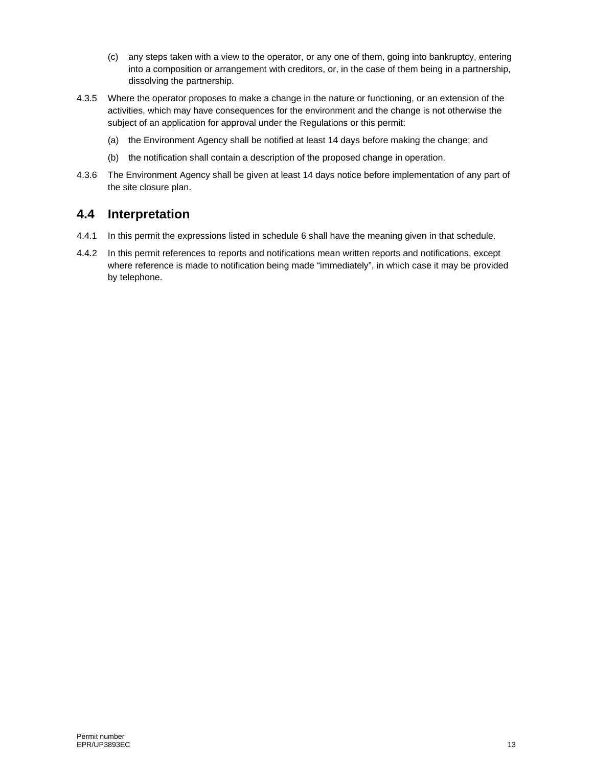(c) any steps taken with a view to the operator, or any one of them, going into bankruptcy, entering into a composition or arrangement with creditors, or, in the case of them being in a partnership, dissolving the partnership.

4.3.5 Where the operator proposes to make a change in the nature or functioning, or an extension of the activities, which may have consequences for the environment and the change is not otherwise the subject of an application for approval under the Regulations or this permit:

(a) the Environment Agency shall be notified at least 14 days before making the change; and

(b) the notification shall contain a description of the proposed change in operation.

4.3.6 The Environment Agency shall be given at least 14 days notice before implementation of any part of the site closure plan.

## 4.4 Interpretation

4.4.1 In this permit the expressions listed in schedule 6 shall have the meaning given in that schedule.

4.4.2 In this permit references to reports and notifications mean written reports and notifications, except where reference is made to notification being made “immediately”, in which case it may be provided by telephone.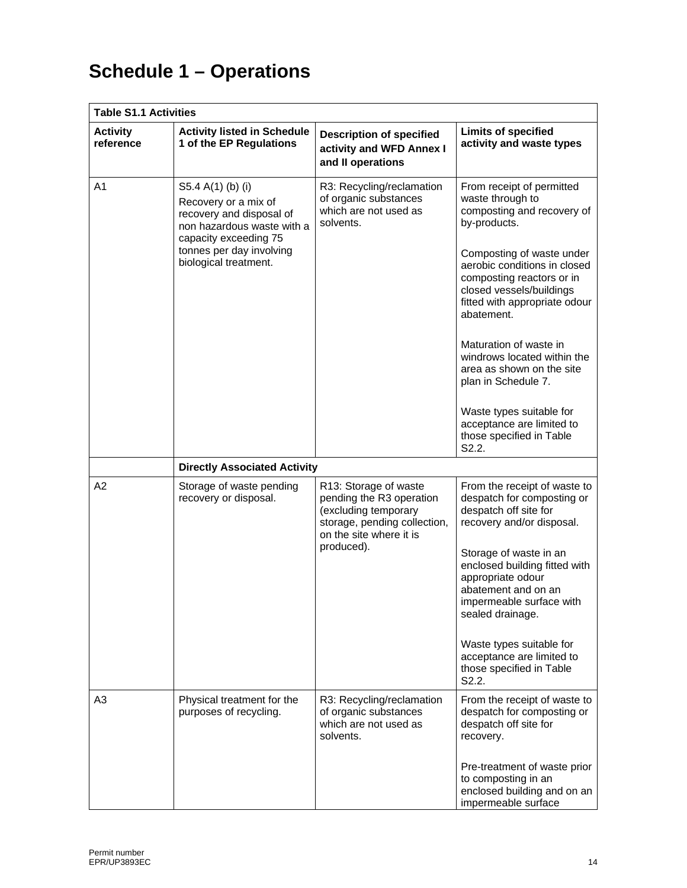# Schedule 1 – Operations

| Table S1.1 Activities | | | |
|---|---|---|---|
| **Activity reference** | **Activity listed in Schedule 1 of the EP Regulations** | **Description of specified activity and WFD Annex I and II operations** | **Limits of specified activity and waste types** |
| A1 | S5.4 A(1) (b) (i) Recovery or a mix of recovery and disposal of non hazardous waste with a capacity exceeding 75 tonnes per day involving biological treatment. | R3: Recycling/reclamation of organic substances which are not used as solvents. | From receipt of permitted waste through to composting and recovery of by-products.<br><br>Composting of waste under aerobic conditions in closed composting reactors or in closed vessels/buildings fitted with appropriate odour abatement.<br><br>Maturation of waste in windrows located within the area as shown on the site plan in Schedule 7.<br><br>Waste types suitable for acceptance are limited to those specified in Table S2.2. |
| | **Directly Associated Activity** | | |
| A2 | Storage of waste pending recovery or disposal. | R13: Storage of waste pending the R3 operation (excluding temporary storage, pending collection, on the site where it is produced). | From the receipt of waste to despatch for composting or despatch off site for recovery and/or disposal.<br><br>Storage of waste in an enclosed building fitted with appropriate odour abatement and on an impermeable surface with sealed drainage.<br><br>Waste types suitable for acceptance are limited to those specified in Table S2.2. |
| A3 | Physical treatment for the purposes of recycling. | R3: Recycling/reclamation of organic substances which are not used as solvents. | From the receipt of waste to despatch for composting or despatch off site for recovery.<br><br>Pre-treatment of waste prior to composting in an enclosed building and on an impermeable surface |

Permit number
EPR/UP3893EC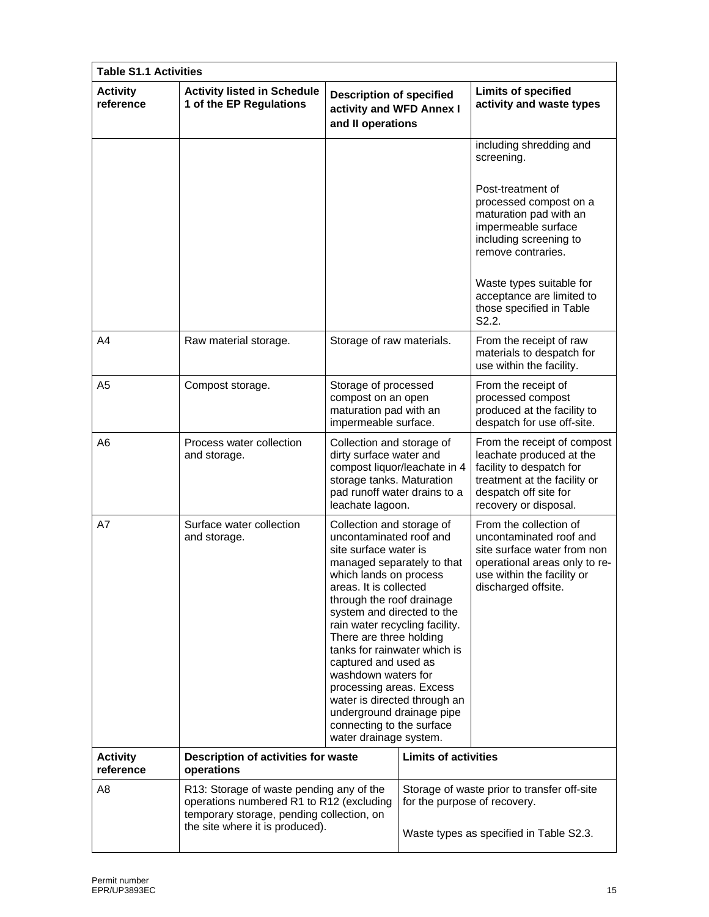| Table S1.1 Activities | | | |
|---|---|---|---|
| **Activity reference** | **Activity listed in Schedule 1 of the EP Regulations** | **Description of specified activity and WFD Annex I and II operations** | **Limits of specified activity and waste types** |
| | | | including shredding and screening.<br><br>Post-treatment of processed compost on a maturation pad with an impermeable surface including screening to remove contraries.<br><br>Waste types suitable for acceptance are limited to those specified in Table S2.2. |
| A4 | Raw material storage. | Storage of raw materials. | From the receipt of raw materials to despatch for use within the facility. |
| A5 | Compost storage. | Storage of processed compost on an open maturation pad with an impermeable surface. | From the receipt of processed compost produced at the facility to despatch for use off-site. |
| A6 | Process water collection and storage. | Collection and storage of dirty surface water and compost liquor/leachate in 4 storage tanks. Maturation pad runoff water drains to a leachate lagoon. | From the receipt of compost leachate produced at the facility to despatch for treatment at the facility or despatch off site for recovery or disposal. |
| A7 | Surface water collection and storage. | Collection and storage of uncontaminated roof and site surface water is managed separately to that which lands on process areas. It is collected through the roof drainage system and directed to the rain water recycling facility. There are three holding tanks for rainwater which is captured and used as washdown waters for processing areas. Excess water is directed through an underground drainage pipe connecting to the surface water drainage system. | From the collection of uncontaminated roof and site surface water from non operational areas only to re-use within the facility or discharged offsite. |
| **Activity reference** | **Description of activities for waste operations** | | **Limits of activities** |
| A8 | R13: Storage of waste pending any of the operations numbered R1 to R12 (excluding temporary storage, pending collection, on the site where it is produced). | | Storage of waste prior to transfer off-site for the purpose of recovery.<br><br>Waste types as specified in Table S2.3. |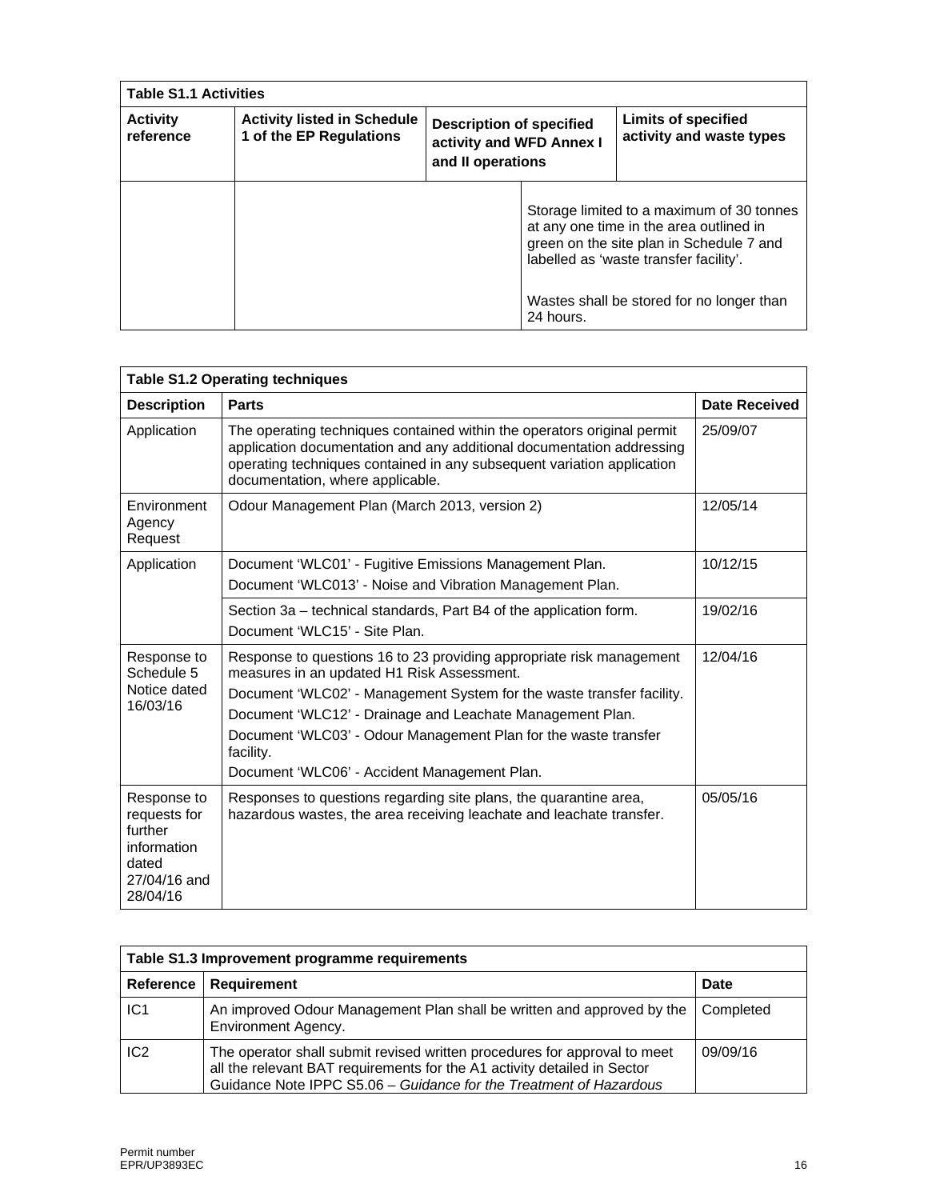| Table S1.1 Activities | | | |
|---|---|---|---|
| **Activity reference** | **Activity listed in Schedule 1 of the EP Regulations** | **Description of specified activity and WFD Annex I and II operations** | **Limits of specified activity and waste types** |
| | | | Storage limited to a maximum of 30 tonnes at any one time in the area outlined in green on the site plan in Schedule 7 and labelled as 'waste transfer facility'.<br><br>Wastes shall be stored for no longer than 24 hours. |

| Table S1.2 Operating techniques | | |
|---|---|---|
| **Description** | **Parts** | **Date Received** |
| Application | The operating techniques contained within the operators original permit application documentation and any additional documentation addressing operating techniques contained in any subsequent variation application documentation, where applicable. | 25/09/07 |
| Environment Agency Request | Odour Management Plan (March 2013, version 2) | 12/05/14 |
| Application | Document 'WLC01' - Fugitive Emissions Management Plan.<br>Document 'WLC013' - Noise and Vibration Management Plan. | 10/12/15 |
| | Section 3a – technical standards, Part B4 of the application form.<br>Document 'WLC15' - Site Plan. | 19/02/16 |
| Response to Schedule 5 Notice dated 16/03/16 | Response to questions 16 to 23 providing appropriate risk management measures in an updated H1 Risk Assessment.<br>Document 'WLC02' - Management System for the waste transfer facility.<br>Document 'WLC12' - Drainage and Leachate Management Plan.<br>Document 'WLC03' - Odour Management Plan for the waste transfer facility.<br>Document 'WLC06' - Accident Management Plan. | 12/04/16 |
| Response to requests for further information dated 27/04/16 and 28/04/16 | Responses to questions regarding site plans, the quarantine area, hazardous wastes, the area receiving leachate and leachate transfer. | 05/05/16 |

| Table S1.3 Improvement programme requirements | | |
|---|---|---|
| **Reference** | **Requirement** | **Date** |
| IC1 | An improved Odour Management Plan shall be written and approved by the Environment Agency. | Completed |
| IC2 | The operator shall submit revised written procedures for approval to meet all the relevant BAT requirements for the A1 activity detailed in Sector Guidance Note IPPC S5.06 – *Guidance for the Treatment of Hazardous* | 09/09/16 |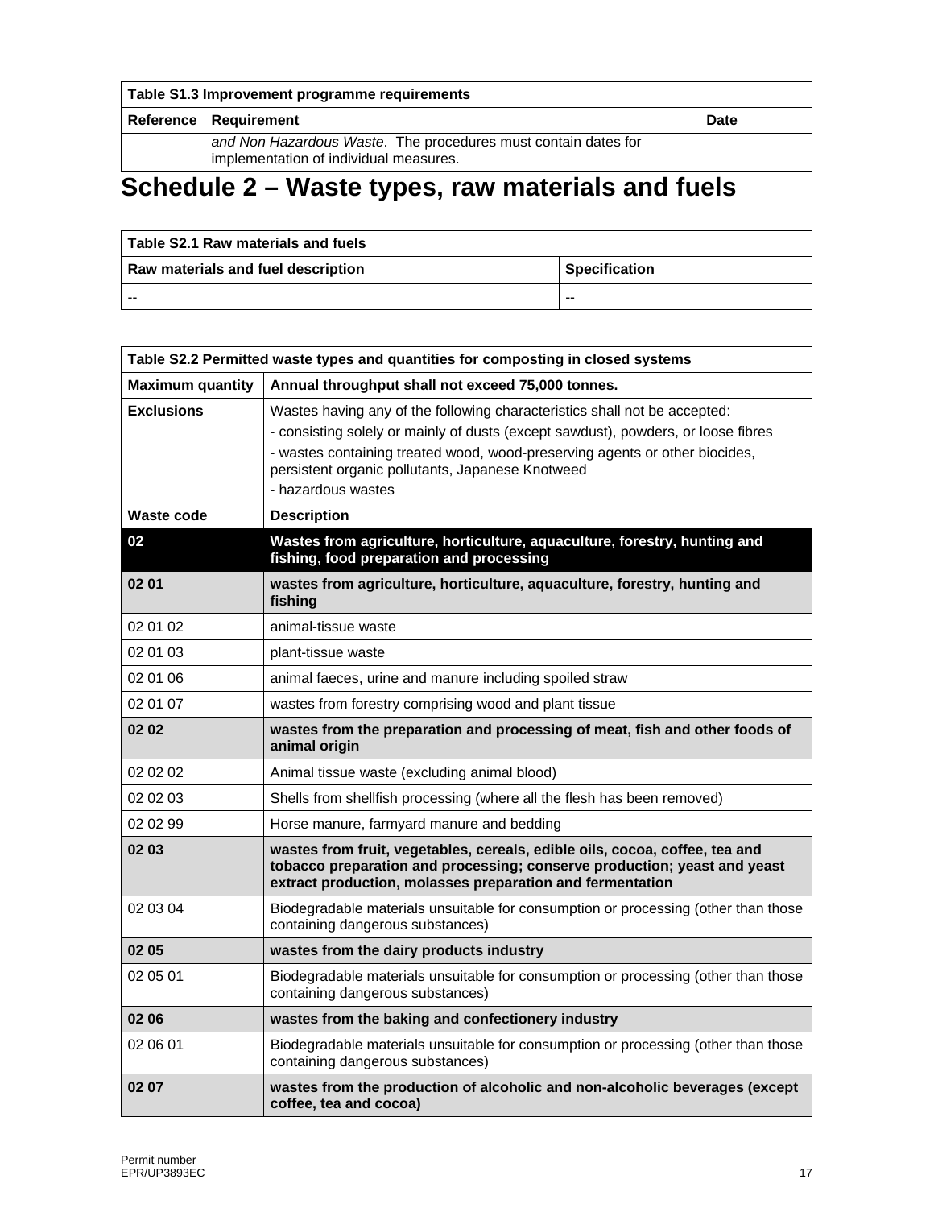| Table S1.3 Improvement programme requirements | | |
|---|---|---|
| **Reference** | **Requirement** | **Date** |
| | *and Non Hazardous Waste*. The procedures must contain dates for implementation of individual measures. | |

# Schedule 2 – Waste types, raw materials and fuels

| Table S2.1 Raw materials and fuels | |
|---|---|
| **Raw materials and fuel description** | **Specification** |
| -- | -- |

| Table S2.2 Permitted waste types and quantities for composting in closed systems | |
|---|---|
| **Maximum quantity** | **Annual throughput shall not exceed 75,000 tonnes.** |
| **Exclusions** | Wastes having any of the following characteristics shall not be accepted:<br>- consisting solely or mainly of dusts (except sawdust), powders, or loose fibres<br>- wastes containing treated wood, wood-preserving agents or other biocides, persistent organic pollutants, Japanese Knotweed<br>- hazardous wastes |
| **Waste code** | **Description** |
| **02** | **Wastes from agriculture, horticulture, aquaculture, forestry, hunting and fishing, food preparation and processing** |
| **02 01** | **wastes from agriculture, horticulture, aquaculture, forestry, hunting and fishing** |
| 02 01 02 | animal-tissue waste |
| 02 01 03 | plant-tissue waste |
| 02 01 06 | animal faeces, urine and manure including spoiled straw |
| 02 01 07 | wastes from forestry comprising wood and plant tissue |
| **02 02** | **wastes from the preparation and processing of meat, fish and other foods of animal origin** |
| 02 02 02 | Animal tissue waste (excluding animal blood) |
| 02 02 03 | Shells from shellfish processing (where all the flesh has been removed) |
| 02 02 99 | Horse manure, farmyard manure and bedding |
| **02 03** | **wastes from fruit, vegetables, cereals, edible oils, cocoa, coffee, tea and tobacco preparation and processing; conserve production; yeast and yeast extract production, molasses preparation and fermentation** |
| 02 03 04 | Biodegradable materials unsuitable for consumption or processing (other than those containing dangerous substances) |
| **02 05** | **wastes from the dairy products industry** |
| 02 05 01 | Biodegradable materials unsuitable for consumption or processing (other than those containing dangerous substances) |
| **02 06** | **wastes from the baking and confectionery industry** |
| 02 06 01 | Biodegradable materials unsuitable for consumption or processing (other than those containing dangerous substances) |
| **02 07** | **wastes from the production of alcoholic and non-alcoholic beverages (except coffee, tea and cocoa)** |

Permit number
EPR/UP3893EC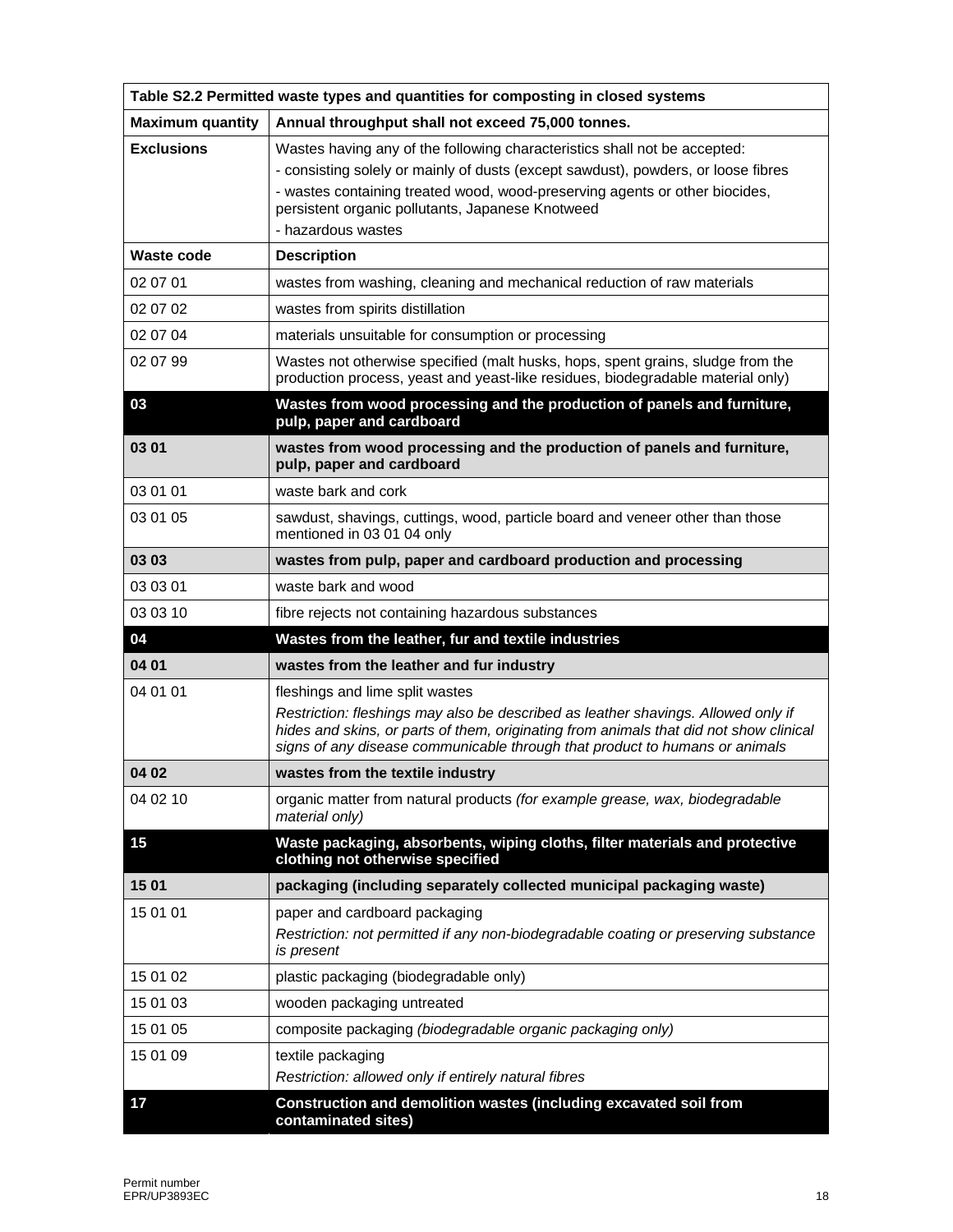| Table S2.2 Permitted waste types and quantities for composting in closed systems | |
|---|---|
| **Maximum quantity** | **Annual throughput shall not exceed 75,000 tonnes.** |
| **Exclusions** | Wastes having any of the following characteristics shall not be accepted:<br>- consisting solely or mainly of dusts (except sawdust), powders, or loose fibres<br>- wastes containing treated wood, wood-preserving agents or other biocides, persistent organic pollutants, Japanese Knotweed<br>- hazardous wastes |
| **Waste code** | **Description** |
| 02 07 01 | wastes from washing, cleaning and mechanical reduction of raw materials |
| 02 07 02 | wastes from spirits distillation |
| 02 07 04 | materials unsuitable for consumption or processing |
| 02 07 99 | Wastes not otherwise specified (malt husks, hops, spent grains, sludge from the production process, yeast and yeast-like residues, biodegradable material only) |
| **03** | **Wastes from wood processing and the production of panels and furniture, pulp, paper and cardboard** |
| **03 01** | **wastes from wood processing and the production of panels and furniture, pulp, paper and cardboard** |
| 03 01 01 | waste bark and cork |
| 03 01 05 | sawdust, shavings, cuttings, wood, particle board and veneer other than those mentioned in 03 01 04 only |
| **03 03** | **wastes from pulp, paper and cardboard production and processing** |
| 03 03 01 | waste bark and wood |
| 03 03 10 | fibre rejects not containing hazardous substances |
| **04** | **Wastes from the leather, fur and textile industries** |
| **04 01** | **wastes from the leather and fur industry** |
| 04 01 01 | fleshings and lime split wastes<br>*Restriction: fleshings may also be described as leather shavings. Allowed only if hides and skins, or parts of them, originating from animals that did not show clinical signs of any disease communicable through that product to humans or animals* |
| **04 02** | **wastes from the textile industry** |
| 04 02 10 | organic matter from natural products *(for example grease, wax, biodegradable material only)* |
| **15** | **Waste packaging, absorbents, wiping cloths, filter materials and protective clothing not otherwise specified** |
| **15 01** | **packaging (including separately collected municipal packaging waste)** |
| 15 01 01 | paper and cardboard packaging<br>*Restriction: not permitted if any non-biodegradable coating or preserving substance is present* |
| 15 01 02 | plastic packaging (biodegradable only) |
| 15 01 03 | wooden packaging untreated |
| 15 01 05 | composite packaging *(biodegradable organic packaging only)* |
| 15 01 09 | textile packaging<br>*Restriction: allowed only if entirely natural fibres* |
| **17** | **Construction and demolition wastes (including excavated soil from contaminated sites)** |

Permit number
EPR/UP3893EC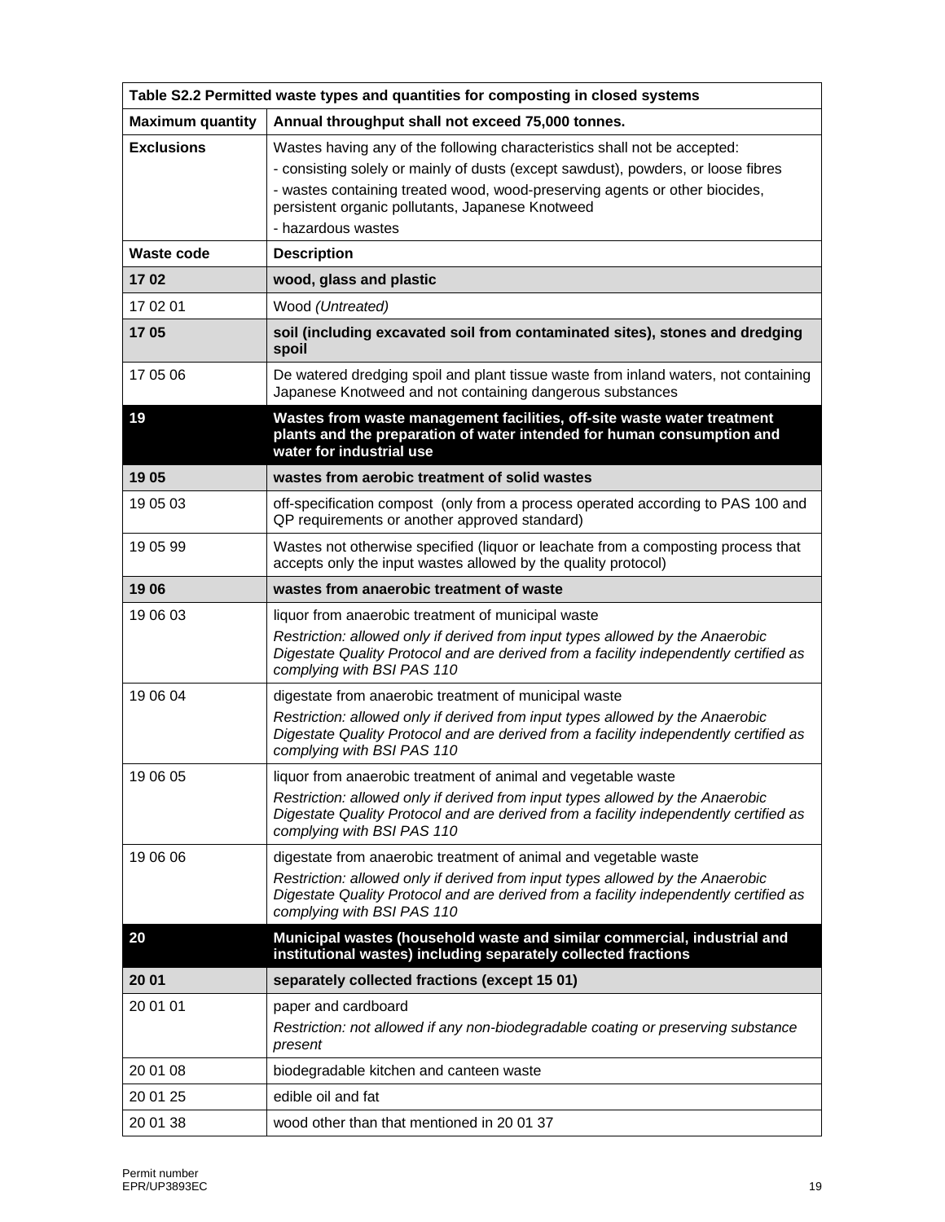| Table S2.2 Permitted waste types and quantities for composting in closed systems | |
|---|---|
| **Maximum quantity** | **Annual throughput shall not exceed 75,000 tonnes.** |
| **Exclusions** | Wastes having any of the following characteristics shall not be accepted:<br>- consisting solely or mainly of dusts (except sawdust), powders, or loose fibres<br>- wastes containing treated wood, wood-preserving agents or other biocides, persistent organic pollutants, Japanese Knotweed<br>- hazardous wastes |
| **Waste code** | **Description** |
| **17 02** | **wood, glass and plastic** |
| 17 02 01 | Wood *(Untreated)* |
| **17 05** | **soil (including excavated soil from contaminated sites), stones and dredging spoil** |
| 17 05 06 | De watered dredging spoil and plant tissue waste from inland waters, not containing Japanese Knotweed and not containing dangerous substances |
| **19** | **Wastes from waste management facilities, off-site waste water treatment plants and the preparation of water intended for human consumption and water for industrial use** |
| **19 05** | **wastes from aerobic treatment of solid wastes** |
| 19 05 03 | off-specification compost (only from a process operated according to PAS 100 and QP requirements or another approved standard) |
| 19 05 99 | Wastes not otherwise specified (liquor or leachate from a composting process that accepts only the input wastes allowed by the quality protocol) |
| **19 06** | **wastes from anaerobic treatment of waste** |
| 19 06 03 | liquor from anaerobic treatment of municipal waste<br>*Restriction: allowed only if derived from input types allowed by the Anaerobic Digestate Quality Protocol and are derived from a facility independently certified as complying with BSI PAS 110* |
| 19 06 04 | digestate from anaerobic treatment of municipal waste<br>*Restriction: allowed only if derived from input types allowed by the Anaerobic Digestate Quality Protocol and are derived from a facility independently certified as complying with BSI PAS 110* |
| 19 06 05 | liquor from anaerobic treatment of animal and vegetable waste<br>*Restriction: allowed only if derived from input types allowed by the Anaerobic Digestate Quality Protocol and are derived from a facility independently certified as complying with BSI PAS 110* |
| 19 06 06 | digestate from anaerobic treatment of animal and vegetable waste<br>*Restriction: allowed only if derived from input types allowed by the Anaerobic Digestate Quality Protocol and are derived from a facility independently certified as complying with BSI PAS 110* |
| **20** | **Municipal wastes (household waste and similar commercial, industrial and institutional wastes) including separately collected fractions** |
| **20 01** | **separately collected fractions (except 15 01)** |
| 20 01 01 | paper and cardboard<br>*Restriction: not allowed if any non-biodegradable coating or preserving substance present* |
| 20 01 08 | biodegradable kitchen and canteen waste |
| 20 01 25 | edible oil and fat |
| 20 01 38 | wood other than that mentioned in 20 01 37 |

Permit number
EPR/UP3893EC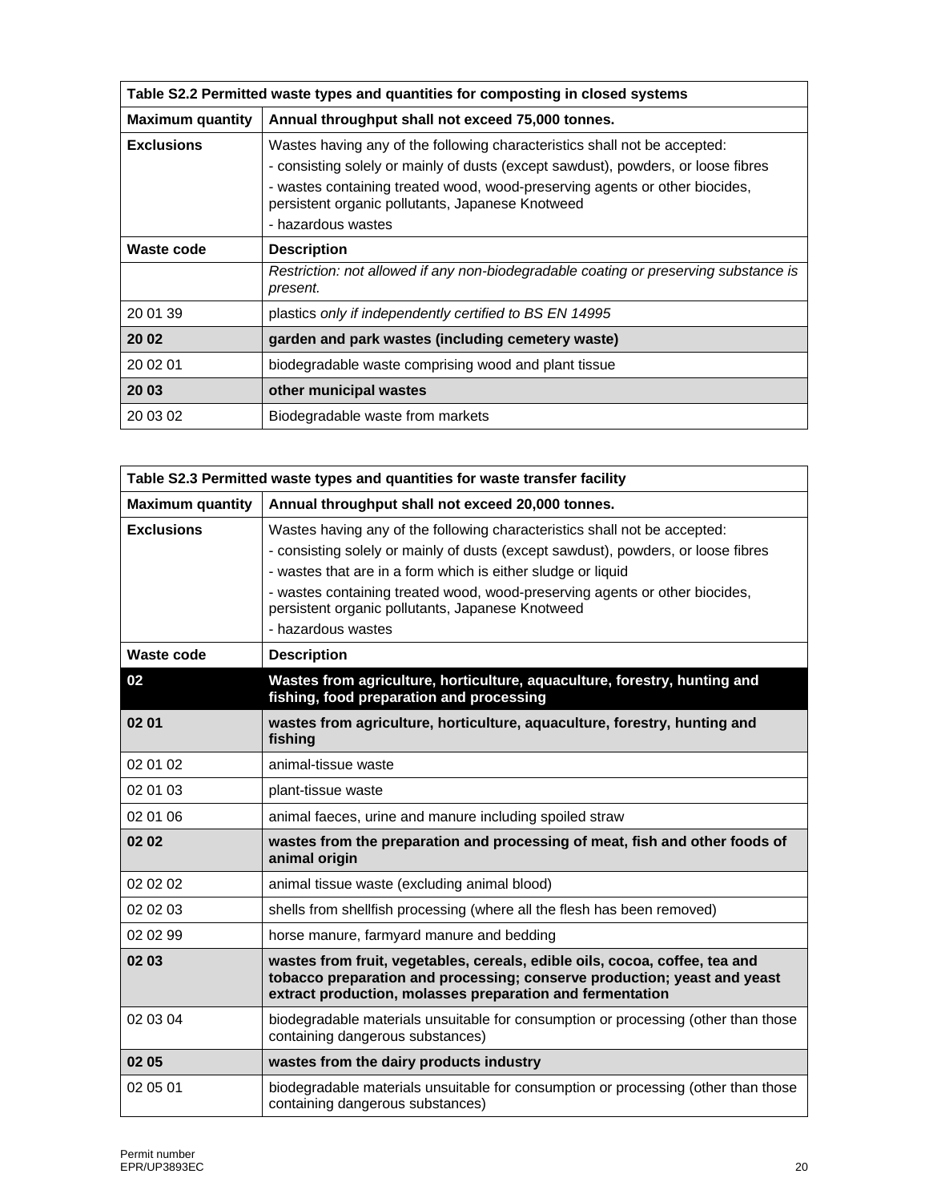| Table S2.2 Permitted waste types and quantities for composting in closed systems | |
|---|---|
| **Maximum quantity** | **Annual throughput shall not exceed 75,000 tonnes.** |
| **Exclusions** | Wastes having any of the following characteristics shall not be accepted:<br>- consisting solely or mainly of dusts (except sawdust), powders, or loose fibres<br>- wastes containing treated wood, wood-preserving agents or other biocides, persistent organic pollutants, Japanese Knotweed<br>- hazardous wastes |
| **Waste code** | **Description** |
| | *Restriction: not allowed if any non-biodegradable coating or preserving substance is present.* |
| 20 01 39 | plastics *only if independently certified to BS EN 14995* |
| **20 02** | **garden and park wastes (including cemetery waste)** |
| 20 02 01 | biodegradable waste comprising wood and plant tissue |
| **20 03** | **other municipal wastes** |
| 20 03 02 | Biodegradable waste from markets |

| Table S2.3 Permitted waste types and quantities for waste transfer facility | |
|---|---|
| **Maximum quantity** | **Annual throughput shall not exceed 20,000 tonnes.** |
| **Exclusions** | Wastes having any of the following characteristics shall not be accepted:<br>- consisting solely or mainly of dusts (except sawdust), powders, or loose fibres<br>- wastes that are in a form which is either sludge or liquid<br>- wastes containing treated wood, wood-preserving agents or other biocides, persistent organic pollutants, Japanese Knotweed<br>- hazardous wastes |
| **Waste code** | **Description** |
| **02** | **Wastes from agriculture, horticulture, aquaculture, forestry, hunting and fishing, food preparation and processing** |
| **02 01** | **wastes from agriculture, horticulture, aquaculture, forestry, hunting and fishing** |
| 02 01 02 | animal-tissue waste |
| 02 01 03 | plant-tissue waste |
| 02 01 06 | animal faeces, urine and manure including spoiled straw |
| **02 02** | **wastes from the preparation and processing of meat, fish and other foods of animal origin** |
| 02 02 02 | animal tissue waste (excluding animal blood) |
| 02 02 03 | shells from shellfish processing (where all the flesh has been removed) |
| 02 02 99 | horse manure, farmyard manure and bedding |
| **02 03** | **wastes from fruit, vegetables, cereals, edible oils, cocoa, coffee, tea and tobacco preparation and processing; conserve production; yeast and yeast extract production, molasses preparation and fermentation** |
| 02 03 04 | biodegradable materials unsuitable for consumption or processing (other than those containing dangerous substances) |
| **02 05** | **wastes from the dairy products industry** |
| 02 05 01 | biodegradable materials unsuitable for consumption or processing (other than those containing dangerous substances) |

Permit number
EPR/UP3893EC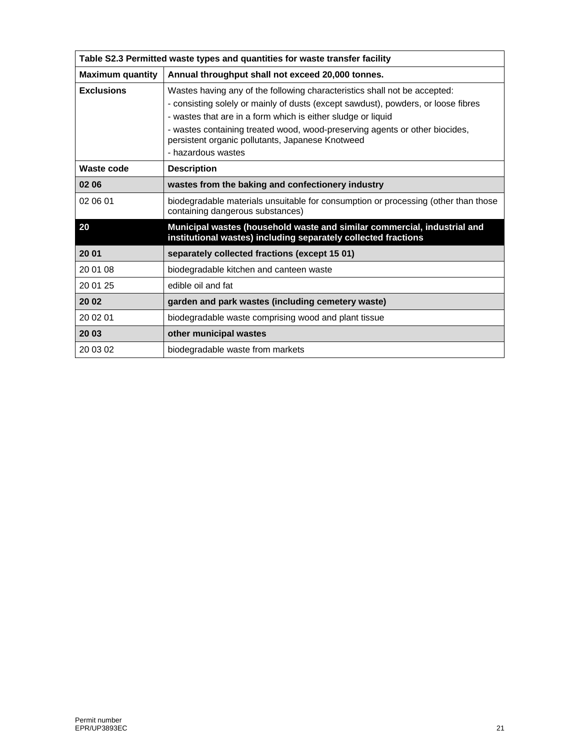| Table S2.3 Permitted waste types and quantities for waste transfer facility | |
|---|---|
| **Maximum quantity** | **Annual throughput shall not exceed 20,000 tonnes.** |
| **Exclusions** | Wastes having any of the following characteristics shall not be accepted:<br>- consisting solely or mainly of dusts (except sawdust), powders, or loose fibres<br>- wastes that are in a form which is either sludge or liquid<br>- wastes containing treated wood, wood-preserving agents or other biocides, persistent organic pollutants, Japanese Knotweed<br>- hazardous wastes |
| **Waste code** | **Description** |
| **02 06** | **wastes from the baking and confectionery industry** |
| 02 06 01 | biodegradable materials unsuitable for consumption or processing (other than those containing dangerous substances) |
| **20** | **Municipal wastes (household waste and similar commercial, industrial and institutional wastes) including separately collected fractions** |
| **20 01** | **separately collected fractions (except 15 01)** |
| 20 01 08 | biodegradable kitchen and canteen waste |
| 20 01 25 | edible oil and fat |
| **20 02** | **garden and park wastes (including cemetery waste)** |
| 20 02 01 | biodegradable waste comprising wood and plant tissue |
| **20 03** | **other municipal wastes** |
| 20 03 02 | biodegradable waste from markets |

Permit number
EPR/UP3893EC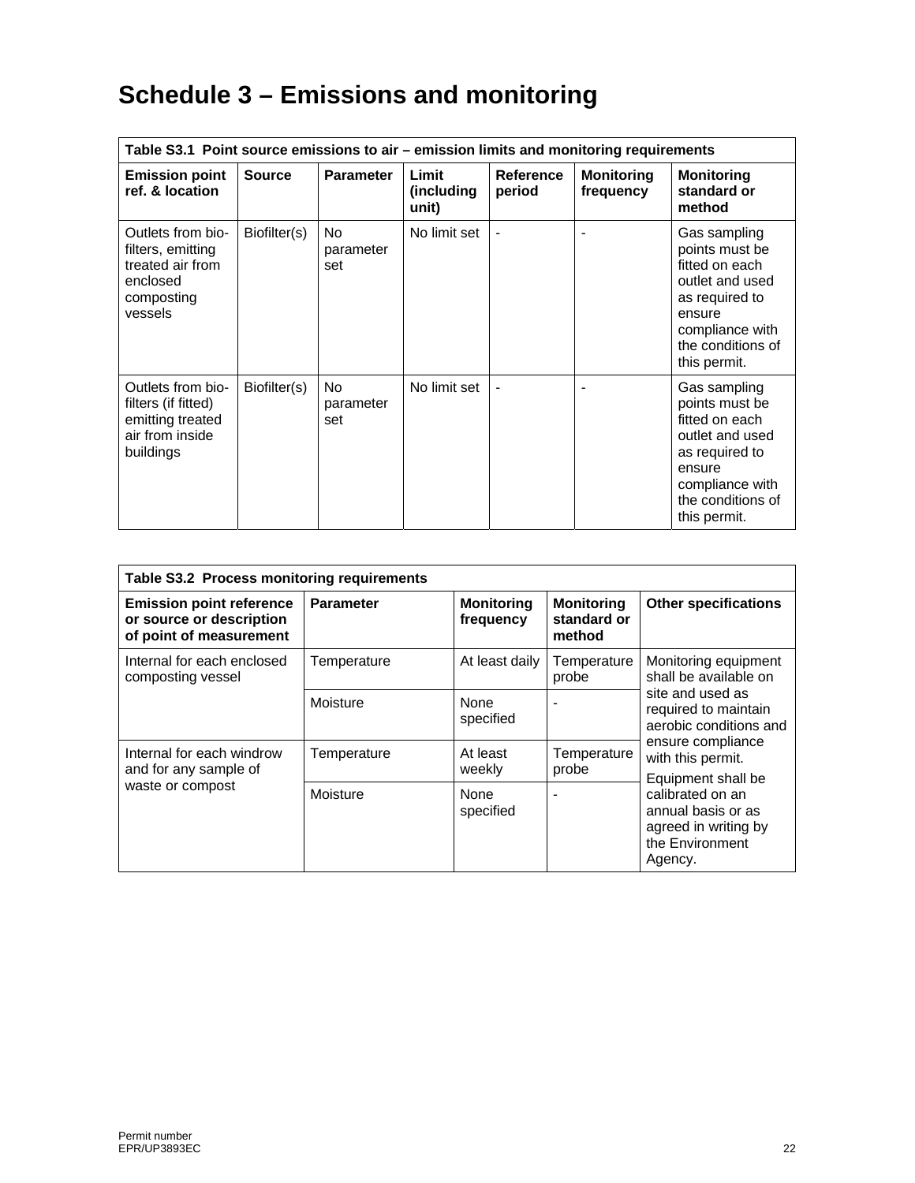# Schedule 3 – Emissions and monitoring

| Table S3.1 Point source emissions to air – emission limits and monitoring requirements | | | | | | |
|---|---|---|---|---|---|---|
| **Emission point ref. & location** | **Source** | **Parameter** | **Limit (including unit)** | **Reference period** | **Monitoring frequency** | **Monitoring standard or method** |
| Outlets from bio-filters, emitting treated air from enclosed composting vessels | Biofilter(s) | No parameter set | No limit set | - | - | Gas sampling points must be fitted on each outlet and used as required to ensure compliance with the conditions of this permit. |
| Outlets from bio-filters (if fitted) emitting treated air from inside buildings | Biofilter(s) | No parameter set | No limit set | - | - | Gas sampling points must be fitted on each outlet and used as required to ensure compliance with the conditions of this permit. |

| Table S3.2 Process monitoring requirements | | | | |
|---|---|---|---|---|
| **Emission point reference or source or description of point of measurement** | **Parameter** | **Monitoring frequency** | **Monitoring standard or method** | **Other specifications** |
| Internal for each enclosed composting vessel | Temperature | At least daily | Temperature probe | Monitoring equipment shall be available on site and used as required to maintain aerobic conditions and ensure compliance with this permit. Equipment shall be calibrated on an annual basis or as agreed in writing by the Environment Agency. |
| | Moisture | None specified | - | |
| Internal for each windrow and for any sample of waste or compost | Temperature | At least weekly | Temperature probe | |
| | Moisture | None specified | - | |

Permit number
EPR/UP3893EC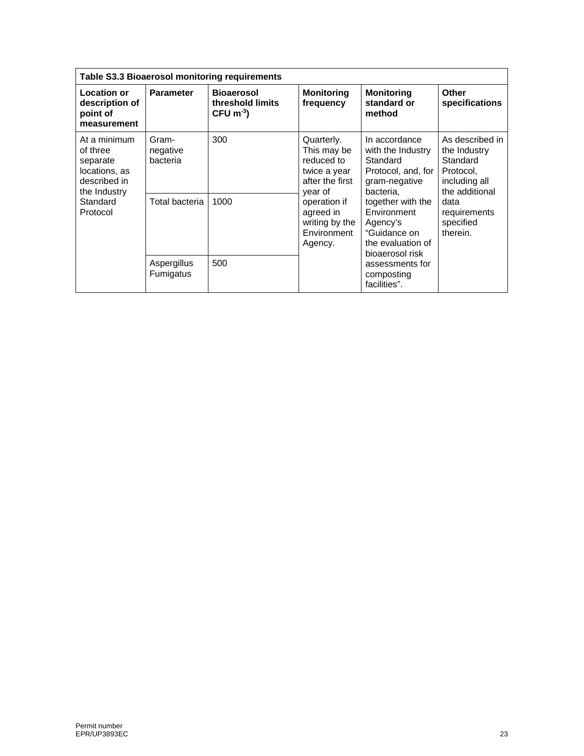**Table S3.3 Bioaerosol monitoring requirements**

| Location or description of point of measurement | Parameter | Bioaerosol threshold limits CFU $m^{-3}$) | Monitoring frequency | Monitoring standard or method | Other specifications |
|---|---|---|---|---|---|
| At a minimum of three separate locations, as described in the Industry Standard Protocol | Gram-negative bacteria | 300 | Quarterly. This may be reduced to twice a year after the first year of operation if agreed in writing by the Environment Agency. | In accordance with the Industry Standard Protocol, and, for gram-negative bacteria, together with the Environment Agency's "Guidance on the evaluation of bioaerosol risk assessments for composting facilities". | As described in the Industry Standard Protocol, including all the additional data requirements specified therein. |
| | Total bacteria | 1000 | | | |
| | Aspergillus Fumigatus | 500 | | | |

Permit number
EPR/UP3893EC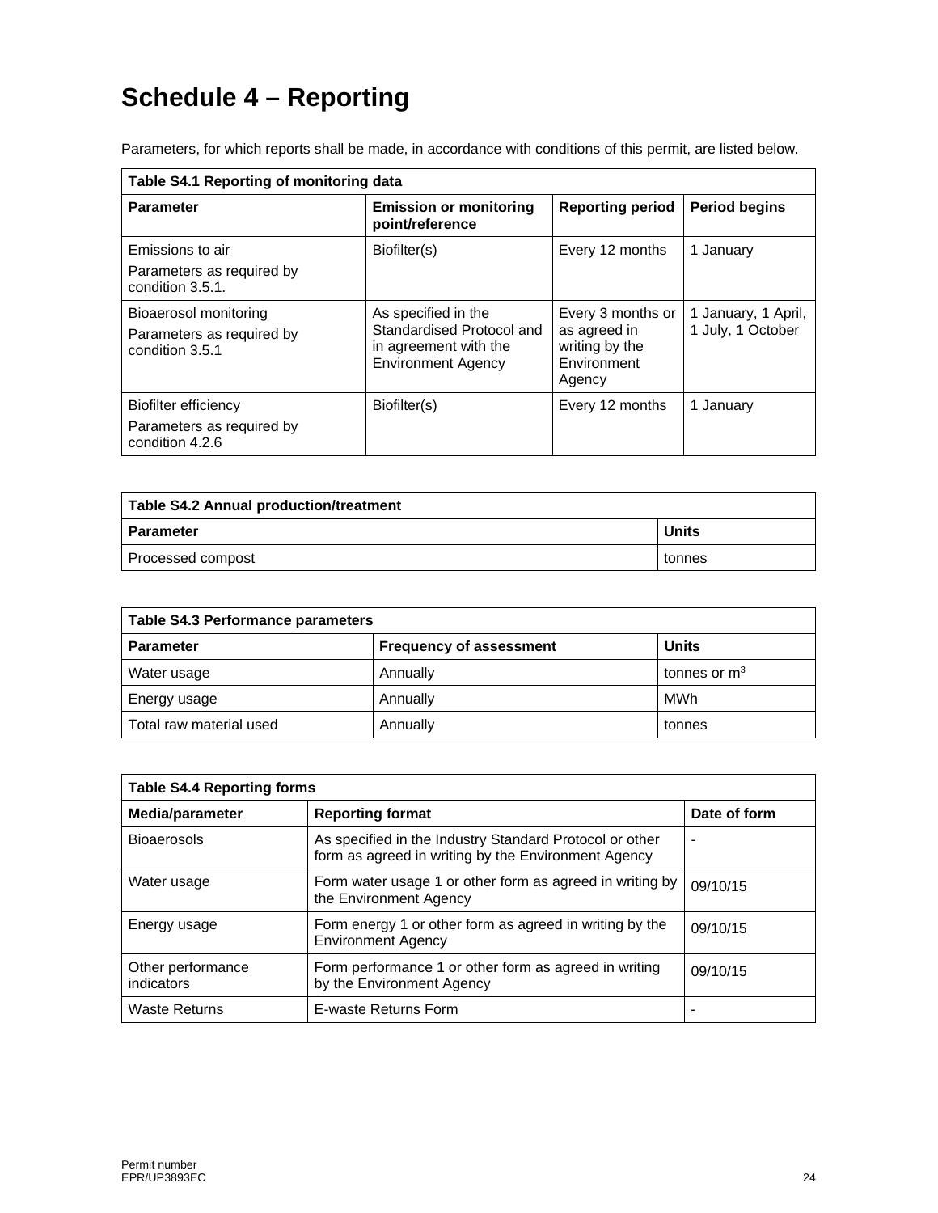# Schedule 4 – Reporting

Parameters, for which reports shall be made, in accordance with conditions of this permit, are listed below.

| Table S4.1 Reporting of monitoring data | | | |
|---|---|---|---|
| **Parameter** | **Emission or monitoring point/reference** | **Reporting period** | **Period begins** |
| Emissions to air<br>Parameters as required by condition 3.5.1. | Biofilter(s) | Every 12 months | 1 January |
| Bioaerosol monitoring<br>Parameters as required by condition 3.5.1 | As specified in the Standardised Protocol and in agreement with the Environment Agency | Every 3 months or as agreed in writing by the Environment Agency | 1 January, 1 April, 1 July, 1 October |
| Biofilter efficiency<br>Parameters as required by condition 4.2.6 | Biofilter(s) | Every 12 months | 1 January |

| Table S4.2 Annual production/treatment | |
|---|---|
| **Parameter** | **Units** |
| Processed compost | tonnes |

| Table S4.3 Performance parameters | | |
|---|---|---|
| **Parameter** | **Frequency of assessment** | **Units** |
| Water usage | Annually | tonnes or $m^3$ |
| Energy usage | Annually | MWh |
| Total raw material used | Annually | tonnes |

| Table S4.4 Reporting forms | | |
|---|---|---|
| **Media/parameter** | **Reporting format** | **Date of form** |
| Bioaerosols | As specified in the Industry Standard Protocol or other form as agreed in writing by the Environment Agency | - |
| Water usage | Form water usage 1 or other form as agreed in writing by the Environment Agency | 09/10/15 |
| Energy usage | Form energy 1 or other form as agreed in writing by the Environment Agency | 09/10/15 |
| Other performance indicators | Form performance 1 or other form as agreed in writing by the Environment Agency | 09/10/15 |
| Waste Returns | E-waste Returns Form | - |

Permit number
EPR/UP3893EC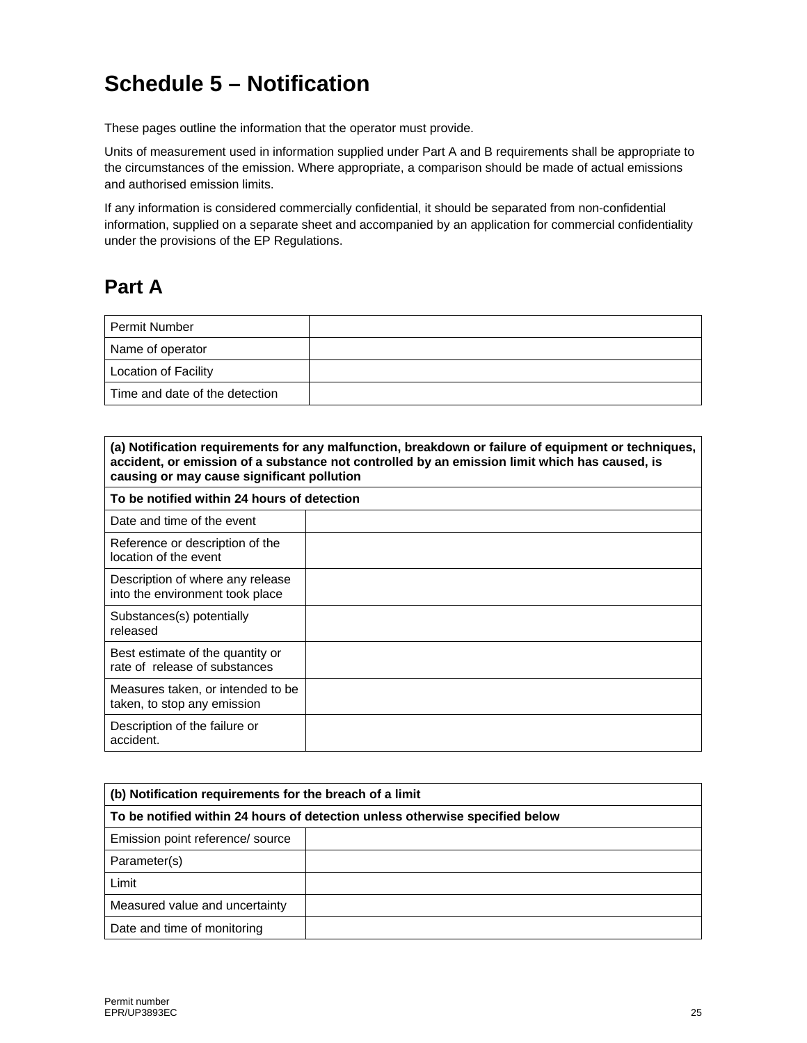# Schedule 5 – Notification

These pages outline the information that the operator must provide.

Units of measurement used in information supplied under Part A and B requirements shall be appropriate to the circumstances of the emission. Where appropriate, a comparison should be made of actual emissions and authorised emission limits.

If any information is considered commercially confidential, it should be separated from non-confidential information, supplied on a separate sheet and accompanied by an application for commercial confidentiality under the provisions of the EP Regulations.

## Part A

| | |
|---|---|
| Permit Number | |
| Name of operator | |
| Location of Facility | |
| Time and date of the detection | |

| **(a) Notification requirements for any malfunction, breakdown or failure of equipment or techniques, accident, or emission of a substance not controlled by an emission limit which has caused, is causing or may cause significant pollution** | |
|---|---|
| **To be notified within 24 hours of detection** | |
| Date and time of the event | |
| Reference or description of the location of the event | |
| Description of where any release into the environment took place | |
| Substances(s) potentially released | |
| Best estimate of the quantity or rate of release of substances | |
| Measures taken, or intended to be taken, to stop any emission | |
| Description of the failure or accident. | |

| **(b) Notification requirements for the breach of a limit** | |
|---|---|
| **To be notified within 24 hours of detection unless otherwise specified below** | |
| Emission point reference/ source | |
| Parameter(s) | |
| Limit | |
| Measured value and uncertainty | |
| Date and time of monitoring | |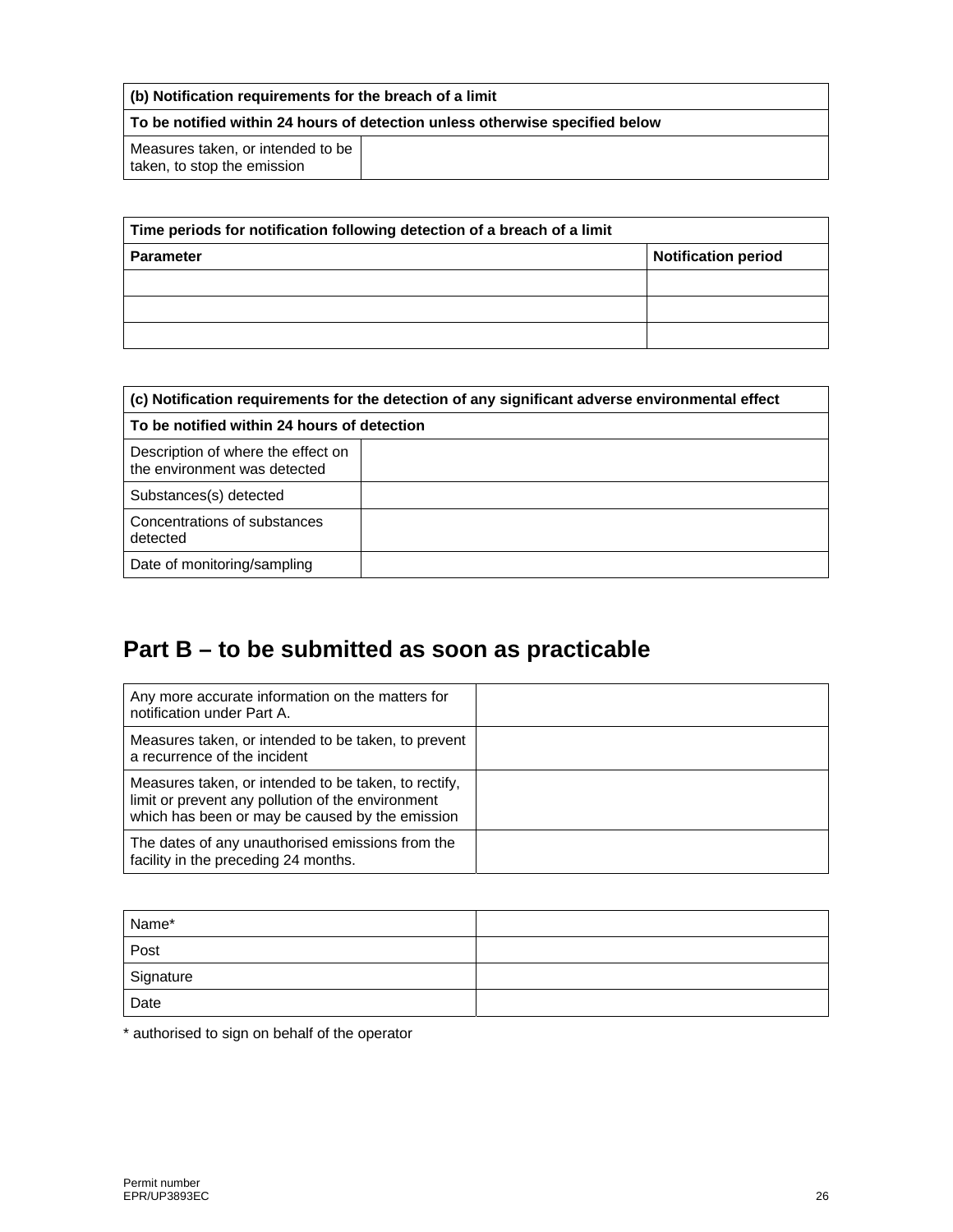| (b) Notification requirements for the breach of a limit | |
|---|---|
| **To be notified within 24 hours of detection unless otherwise specified below** | |
| Measures taken, or intended to be taken, to stop the emission | |

| Time periods for notification following detection of a breach of a limit | |
|---|---|
| **Parameter** | **Notification period** |
| | |
| | |
| | |

| (c) Notification requirements for the detection of any significant adverse environmental effect | |
|---|---|
| **To be notified within 24 hours of detection** | |
| Description of where the effect on the environment was detected | |
| Substances(s) detected | |
| Concentrations of substances detected | |
| Date of monitoring/sampling | |

## Part B – to be submitted as soon as practicable

| | |
|---|---|
| Any more accurate information on the matters for notification under Part A. | |
| Measures taken, or intended to be taken, to prevent a recurrence of the incident | |
| Measures taken, or intended to be taken, to rectify, limit or prevent any pollution of the environment which has been or may be caused by the emission | |
| The dates of any unauthorised emissions from the facility in the preceding 24 months. | |

| | |
|---|---|
| Name* | |
| Post | |
| Signature | |
| Date | |

* authorised to sign on behalf of the operator

Permit number
EPR/UP3893EC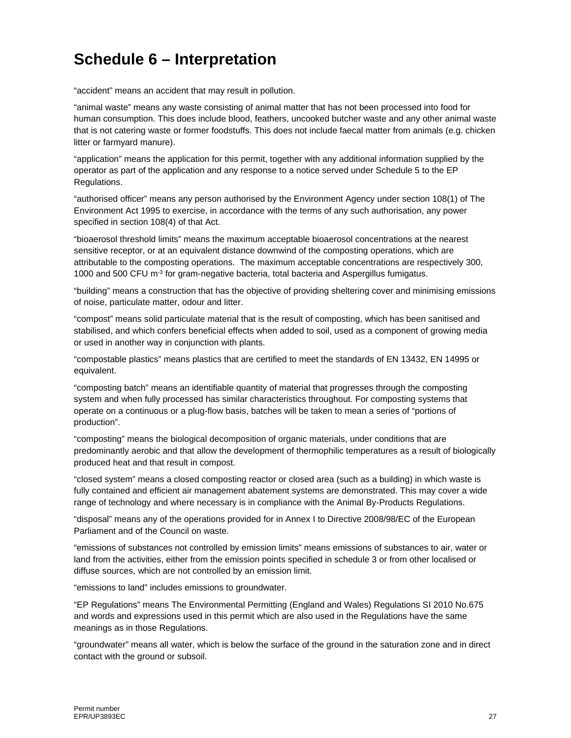# Schedule 6 – Interpretation

"accident" means an accident that may result in pollution.

"animal waste" means any waste consisting of animal matter that has not been processed into food for human consumption. This does include blood, feathers, uncooked butcher waste and any other animal waste that is not catering waste or former foodstuffs. This does not include faecal matter from animals (e.g. chicken litter or farmyard manure).

"application" means the application for this permit, together with any additional information supplied by the operator as part of the application and any response to a notice served under Schedule 5 to the EP Regulations.

"authorised officer" means any person authorised by the Environment Agency under section 108(1) of The Environment Act 1995 to exercise, in accordance with the terms of any such authorisation, any power specified in section 108(4) of that Act.

"bioaerosol threshold limits" means the maximum acceptable bioaerosol concentrations at the nearest sensitive receptor, or at an equivalent distance downwind of the composting operations, which are attributable to the composting operations. The maximum acceptable concentrations are respectively 300, 1000 and 500 CFU $m^{-3}$ for gram-negative bacteria, total bacteria and Aspergillus fumigatus.

"building" means a construction that has the objective of providing sheltering cover and minimising emissions of noise, particulate matter, odour and litter.

"compost" means solid particulate material that is the result of composting, which has been sanitised and stabilised, and which confers beneficial effects when added to soil, used as a component of growing media or used in another way in conjunction with plants.

"compostable plastics" means plastics that are certified to meet the standards of EN 13432, EN 14995 or equivalent.

"composting batch" means an identifiable quantity of material that progresses through the composting system and when fully processed has similar characteristics throughout. For composting systems that operate on a continuous or a plug-flow basis, batches will be taken to mean a series of "portions of production".

"composting" means the biological decomposition of organic materials, under conditions that are predominantly aerobic and that allow the development of thermophilic temperatures as a result of biologically produced heat and that result in compost.

"closed system" means a closed composting reactor or closed area (such as a building) in which waste is fully contained and efficient air management abatement systems are demonstrated. This may cover a wide range of technology and where necessary is in compliance with the Animal By-Products Regulations.

"disposal" means any of the operations provided for in Annex I to Directive 2008/98/EC of the European Parliament and of the Council on waste.

"emissions of substances not controlled by emission limits" means emissions of substances to air, water or land from the activities, either from the emission points specified in schedule 3 or from other localised or diffuse sources, which are not controlled by an emission limit.

"emissions to land" includes emissions to groundwater.

"EP Regulations" means The Environmental Permitting (England and Wales) Regulations SI 2010 No.675 and words and expressions used in this permit which are also used in the Regulations have the same meanings as in those Regulations.

"groundwater" means all water, which is below the surface of the ground in the saturation zone and in direct contact with the ground or subsoil.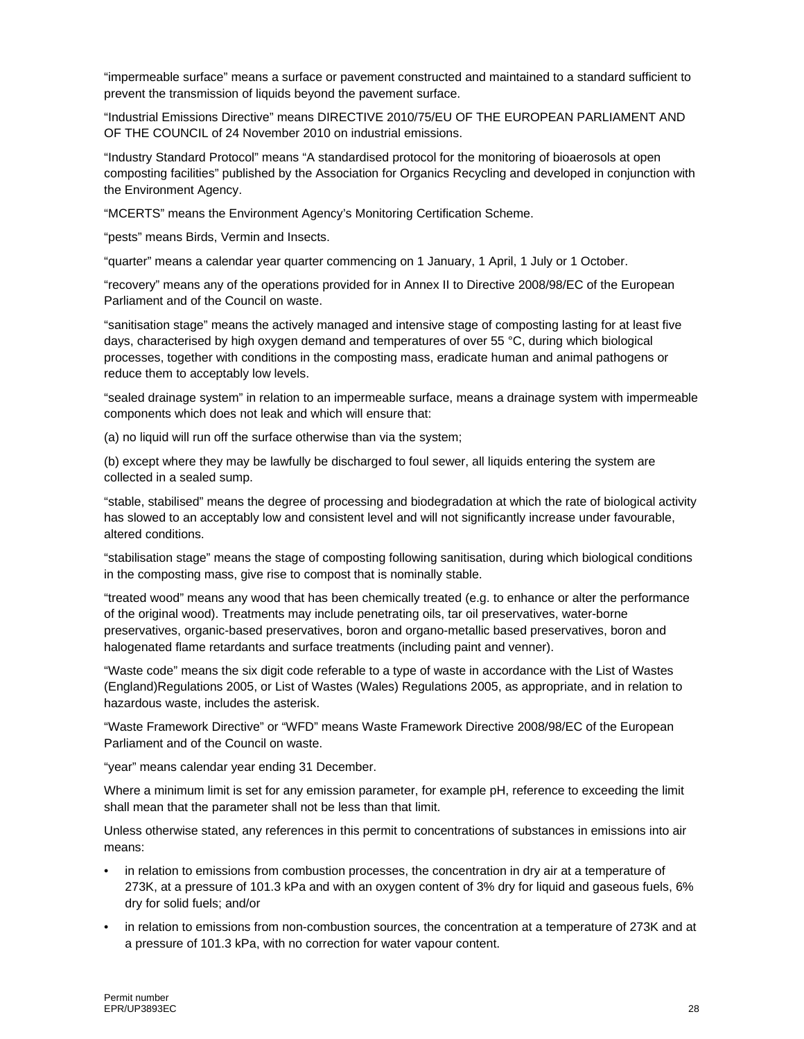“impermeable surface” means a surface or pavement constructed and maintained to a standard sufficient to prevent the transmission of liquids beyond the pavement surface.

“Industrial Emissions Directive” means DIRECTIVE 2010/75/EU OF THE EUROPEAN PARLIAMENT AND OF THE COUNCIL of 24 November 2010 on industrial emissions.

“Industry Standard Protocol” means “A standardised protocol for the monitoring of bioaerosols at open composting facilities” published by the Association for Organics Recycling and developed in conjunction with the Environment Agency.

“MCERTS” means the Environment Agency’s Monitoring Certification Scheme.

“pests” means Birds, Vermin and Insects.

“quarter” means a calendar year quarter commencing on 1 January, 1 April, 1 July or 1 October.

“recovery” means any of the operations provided for in Annex II to Directive 2008/98/EC of the European Parliament and of the Council on waste.

“sanitisation stage” means the actively managed and intensive stage of composting lasting for at least five days, characterised by high oxygen demand and temperatures of over 55 °C, during which biological processes, together with conditions in the composting mass, eradicate human and animal pathogens or reduce them to acceptably low levels.

“sealed drainage system” in relation to an impermeable surface, means a drainage system with impermeable components which does not leak and which will ensure that:

(a) no liquid will run off the surface otherwise than via the system;

(b) except where they may be lawfully be discharged to foul sewer, all liquids entering the system are collected in a sealed sump.

“stable, stabilised” means the degree of processing and biodegradation at which the rate of biological activity has slowed to an acceptably low and consistent level and will not significantly increase under favourable, altered conditions.

“stabilisation stage” means the stage of composting following sanitisation, during which biological conditions in the composting mass, give rise to compost that is nominally stable.

“treated wood” means any wood that has been chemically treated (e.g. to enhance or alter the performance of the original wood). Treatments may include penetrating oils, tar oil preservatives, water-borne preservatives, organic-based preservatives, boron and organo-metallic based preservatives, boron and halogenated flame retardants and surface treatments (including paint and venner).

“Waste code” means the six digit code referable to a type of waste in accordance with the List of Wastes (England)Regulations 2005, or List of Wastes (Wales) Regulations 2005, as appropriate, and in relation to hazardous waste, includes the asterisk.

“Waste Framework Directive” or “WFD” means Waste Framework Directive 2008/98/EC of the European Parliament and of the Council on waste.

“year” means calendar year ending 31 December.

Where a minimum limit is set for any emission parameter, for example pH, reference to exceeding the limit shall mean that the parameter shall not be less than that limit.

Unless otherwise stated, any references in this permit to concentrations of substances in emissions into air means:

- in relation to emissions from combustion processes, the concentration in dry air at a temperature of 273K, at a pressure of 101.3 kPa and with an oxygen content of 3% dry for liquid and gaseous fuels, 6% dry for solid fuels; and/or
- in relation to emissions from non-combustion sources, the concentration at a temperature of 273K and at a pressure of 101.3 kPa, with no correction for water vapour content.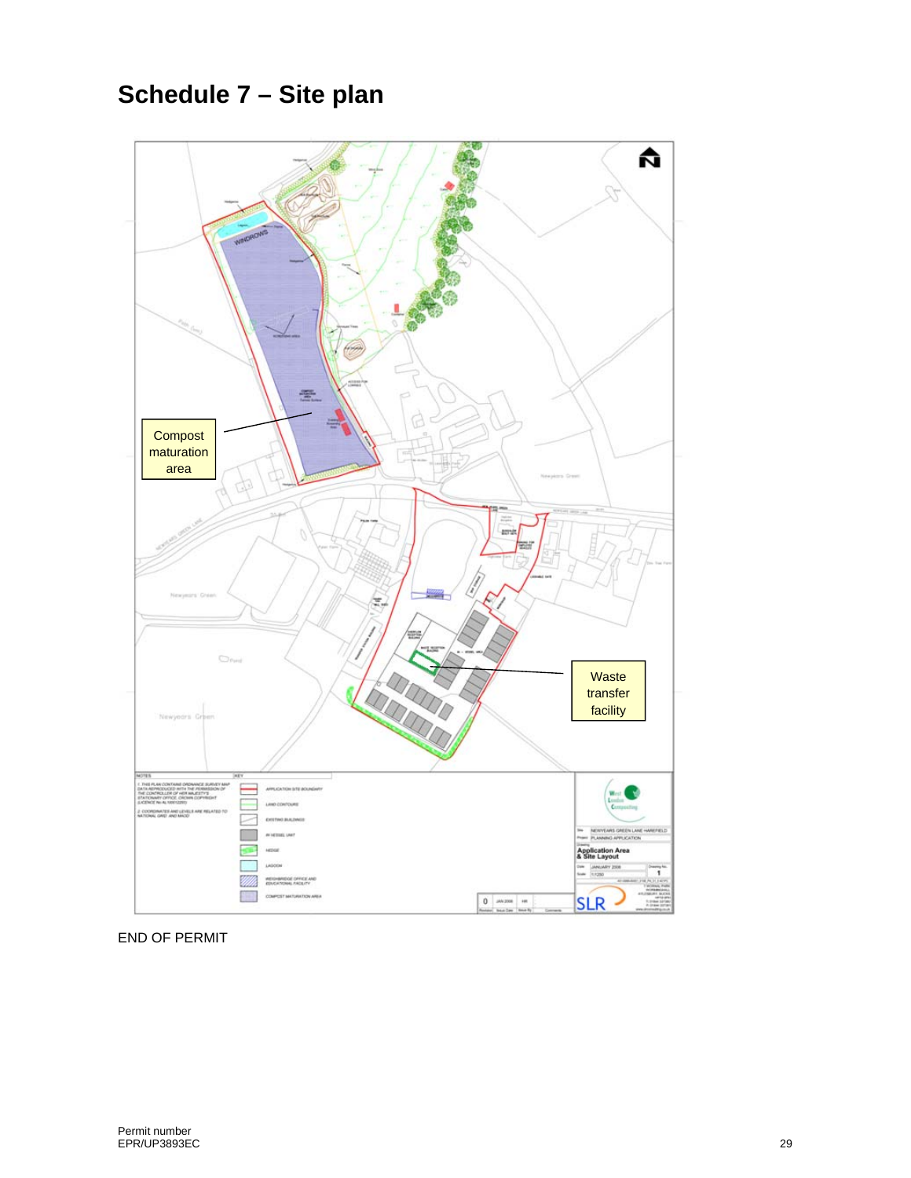# Schedule 7 – Site plan

Compost maturation area

Waste transfer facility

END OF PERMIT